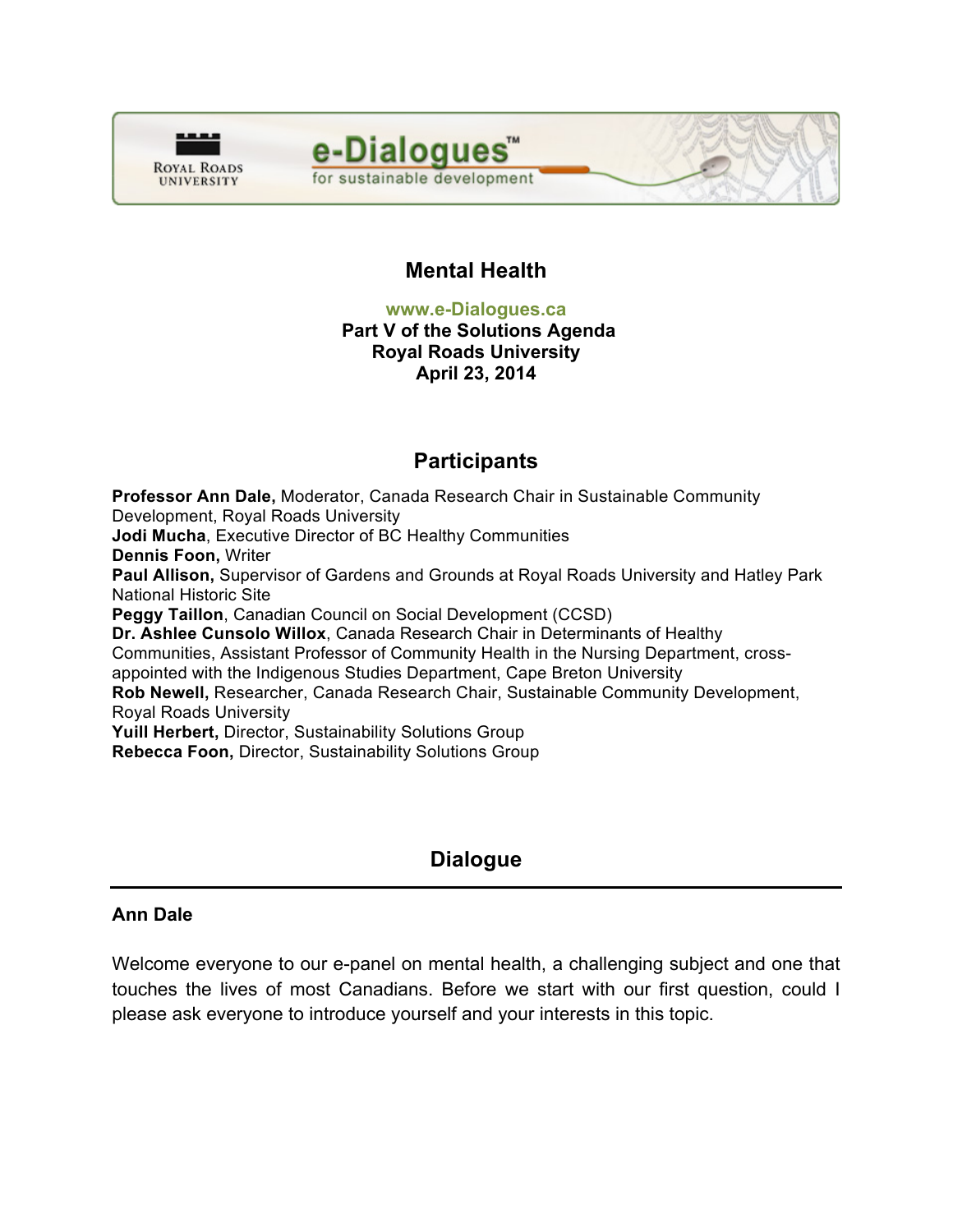Royal Roads University

e-Dialogues™ for sustainable development

# Mental Health

**www.e-Dialogues.ca**
**Part V of the Solutions Agenda**
**Royal Roads University**
**April 23, 2014**

## Participants

**Professor Ann Dale,** Moderator, Canada Research Chair in Sustainable Community Development, Royal Roads University
**Jodi Mucha**, Executive Director of BC Healthy Communities
**Dennis Foon,** Writer
**Paul Allison,** Supervisor of Gardens and Grounds at Royal Roads University and Hatley Park National Historic Site
**Peggy Taillon**, Canadian Council on Social Development (CCSD)
**Dr. Ashlee Cunsolo Willox**, Canada Research Chair in Determinants of Healthy Communities, Assistant Professor of Community Health in the Nursing Department, cross-appointed with the Indigenous Studies Department, Cape Breton University
**Rob Newell,** Researcher, Canada Research Chair, Sustainable Community Development, Royal Roads University
**Yuill Herbert,** Director, Sustainability Solutions Group
**Rebecca Foon,** Director, Sustainability Solutions Group

## Dialogue

### Ann Dale

Welcome everyone to our e-panel on mental health, a challenging subject and one that touches the lives of most Canadians. Before we start with our first question, could I please ask everyone to introduce yourself and your interests in this topic.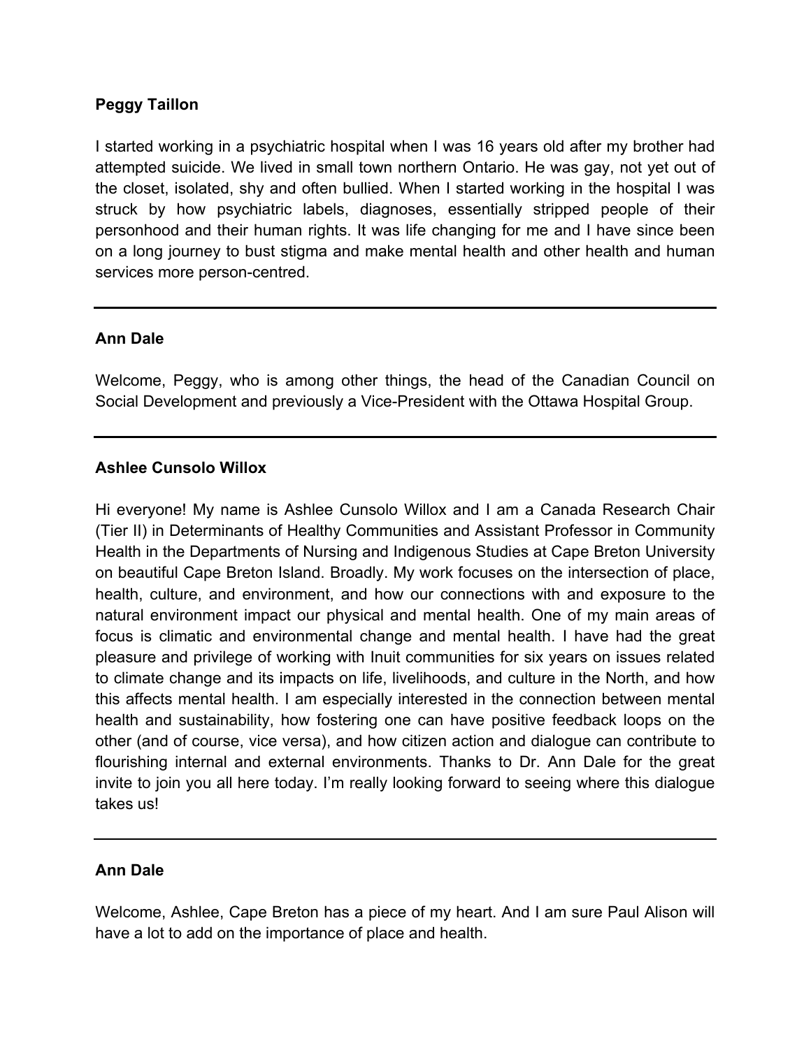**Peggy Taillon**

I started working in a psychiatric hospital when I was 16 years old after my brother had attempted suicide. We lived in small town northern Ontario. He was gay, not yet out of the closet, isolated, shy and often bullied. When I started working in the hospital I was struck by how psychiatric labels, diagnoses, essentially stripped people of their personhood and their human rights. It was life changing for me and I have since been on a long journey to bust stigma and make mental health and other health and human services more person-centred.

---

**Ann Dale**

Welcome, Peggy, who is among other things, the head of the Canadian Council on Social Development and previously a Vice-President with the Ottawa Hospital Group.

---

**Ashlee Cunsolo Willox**

Hi everyone! My name is Ashlee Cunsolo Willox and I am a Canada Research Chair (Tier II) in Determinants of Healthy Communities and Assistant Professor in Community Health in the Departments of Nursing and Indigenous Studies at Cape Breton University on beautiful Cape Breton Island. Broadly. My work focuses on the intersection of place, health, culture, and environment, and how our connections with and exposure to the natural environment impact our physical and mental health. One of my main areas of focus is climatic and environmental change and mental health. I have had the great pleasure and privilege of working with Inuit communities for six years on issues related to climate change and its impacts on life, livelihoods, and culture in the North, and how this affects mental health. I am especially interested in the connection between mental health and sustainability, how fostering one can have positive feedback loops on the other (and of course, vice versa), and how citizen action and dialogue can contribute to flourishing internal and external environments. Thanks to Dr. Ann Dale for the great invite to join you all here today. I'm really looking forward to seeing where this dialogue takes us!

---

**Ann Dale**

Welcome, Ashlee, Cape Breton has a piece of my heart. And I am sure Paul Alison will have a lot to add on the importance of place and health.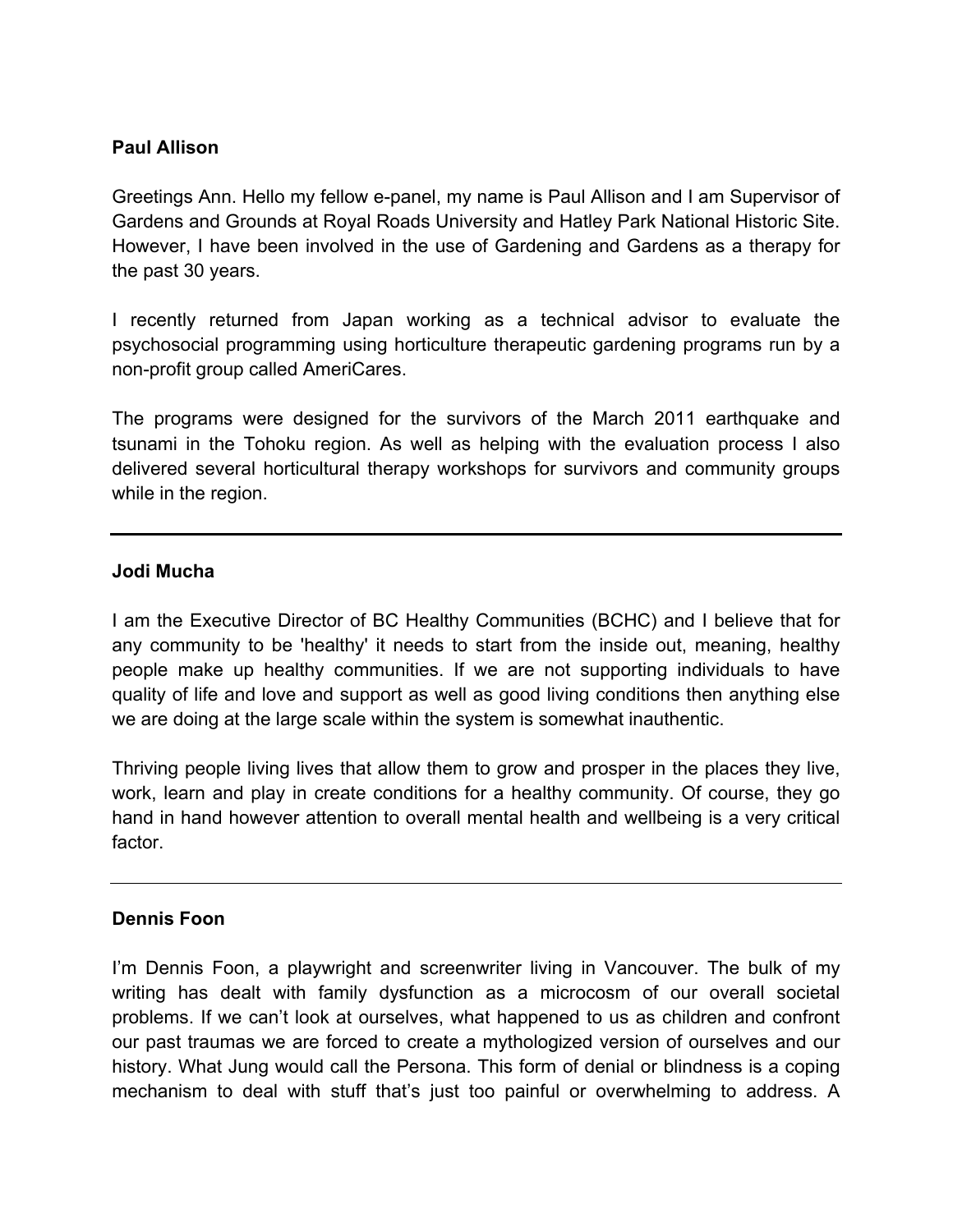**Paul Allison**

Greetings Ann. Hello my fellow e-panel, my name is Paul Allison and I am Supervisor of Gardens and Grounds at Royal Roads University and Hatley Park National Historic Site. However, I have been involved in the use of Gardening and Gardens as a therapy for the past 30 years.

I recently returned from Japan working as a technical advisor to evaluate the psychosocial programming using horticulture therapeutic gardening programs run by a non-profit group called AmeriCares.

The programs were designed for the survivors of the March 2011 earthquake and tsunami in the Tohoku region. As well as helping with the evaluation process I also delivered several horticultural therapy workshops for survivors and community groups while in the region.

---

**Jodi Mucha**

I am the Executive Director of BC Healthy Communities (BCHC) and I believe that for any community to be 'healthy' it needs to start from the inside out, meaning, healthy people make up healthy communities. If we are not supporting individuals to have quality of life and love and support as well as good living conditions then anything else we are doing at the large scale within the system is somewhat inauthentic.

Thriving people living lives that allow them to grow and prosper in the places they live, work, learn and play in create conditions for a healthy community. Of course, they go hand in hand however attention to overall mental health and wellbeing is a very critical factor.

---

**Dennis Foon**

I'm Dennis Foon, a playwright and screenwriter living in Vancouver. The bulk of my writing has dealt with family dysfunction as a microcosm of our overall societal problems. If we can't look at ourselves, what happened to us as children and confront our past traumas we are forced to create a mythologized version of ourselves and our history. What Jung would call the Persona. This form of denial or blindness is a coping mechanism to deal with stuff that's just too painful or overwhelming to address. A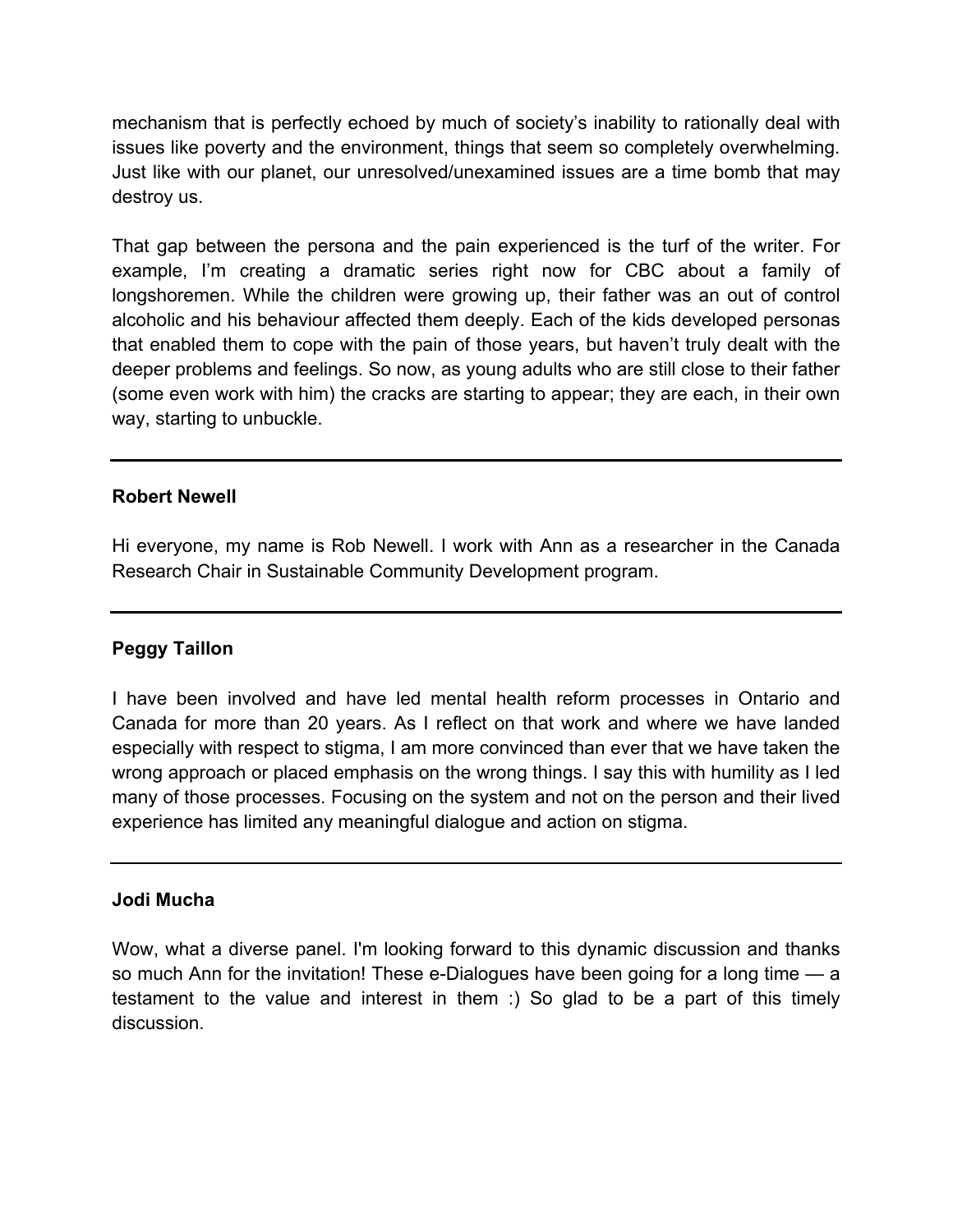mechanism that is perfectly echoed by much of society's inability to rationally deal with issues like poverty and the environment, things that seem so completely overwhelming. Just like with our planet, our unresolved/unexamined issues are a time bomb that may destroy us.

That gap between the persona and the pain experienced is the turf of the writer. For example, I'm creating a dramatic series right now for CBC about a family of longshoremen. While the children were growing up, their father was an out of control alcoholic and his behaviour affected them deeply. Each of the kids developed personas that enabled them to cope with the pain of those years, but haven't truly dealt with the deeper problems and feelings. So now, as young adults who are still close to their father (some even work with him) the cracks are starting to appear; they are each, in their own way, starting to unbuckle.

---

**Robert Newell**

Hi everyone, my name is Rob Newell. I work with Ann as a researcher in the Canada Research Chair in Sustainable Community Development program.

---

**Peggy Taillon**

I have been involved and have led mental health reform processes in Ontario and Canada for more than 20 years. As I reflect on that work and where we have landed especially with respect to stigma, I am more convinced than ever that we have taken the wrong approach or placed emphasis on the wrong things. I say this with humility as I led many of those processes. Focusing on the system and not on the person and their lived experience has limited any meaningful dialogue and action on stigma.

---

**Jodi Mucha**

Wow, what a diverse panel. I'm looking forward to this dynamic discussion and thanks so much Ann for the invitation! These e-Dialogues have been going for a long time — a testament to the value and interest in them :) So glad to be a part of this timely discussion.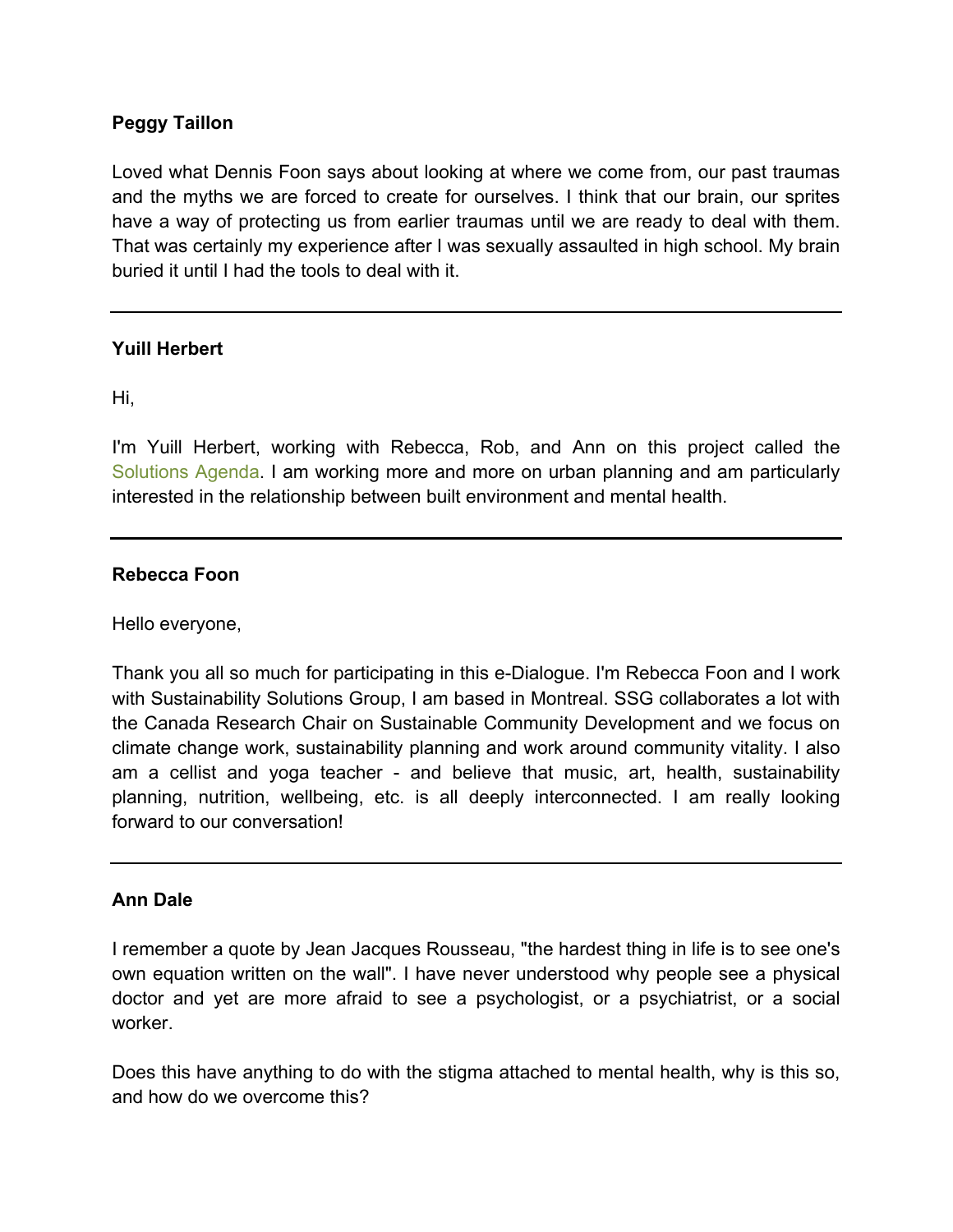**Peggy Taillon**

Loved what Dennis Foon says about looking at where we come from, our past traumas and the myths we are forced to create for ourselves. I think that our brain, our sprites have a way of protecting us from earlier traumas until we are ready to deal with them. That was certainly my experience after I was sexually assaulted in high school. My brain buried it until I had the tools to deal with it.

---

**Yuill Herbert**

Hi,

I'm Yuill Herbert, working with Rebecca, Rob, and Ann on this project called the Solutions Agenda. I am working more and more on urban planning and am particularly interested in the relationship between built environment and mental health.

---

**Rebecca Foon**

Hello everyone,

Thank you all so much for participating in this e-Dialogue. I'm Rebecca Foon and I work with Sustainability Solutions Group, I am based in Montreal. SSG collaborates a lot with the Canada Research Chair on Sustainable Community Development and we focus on climate change work, sustainability planning and work around community vitality. I also am a cellist and yoga teacher - and believe that music, art, health, sustainability planning, nutrition, wellbeing, etc. is all deeply interconnected. I am really looking forward to our conversation!

---

**Ann Dale**

I remember a quote by Jean Jacques Rousseau, "the hardest thing in life is to see one's own equation written on the wall". I have never understood why people see a physical doctor and yet are more afraid to see a psychologist, or a psychiatrist, or a social worker.

Does this have anything to do with the stigma attached to mental health, why is this so, and how do we overcome this?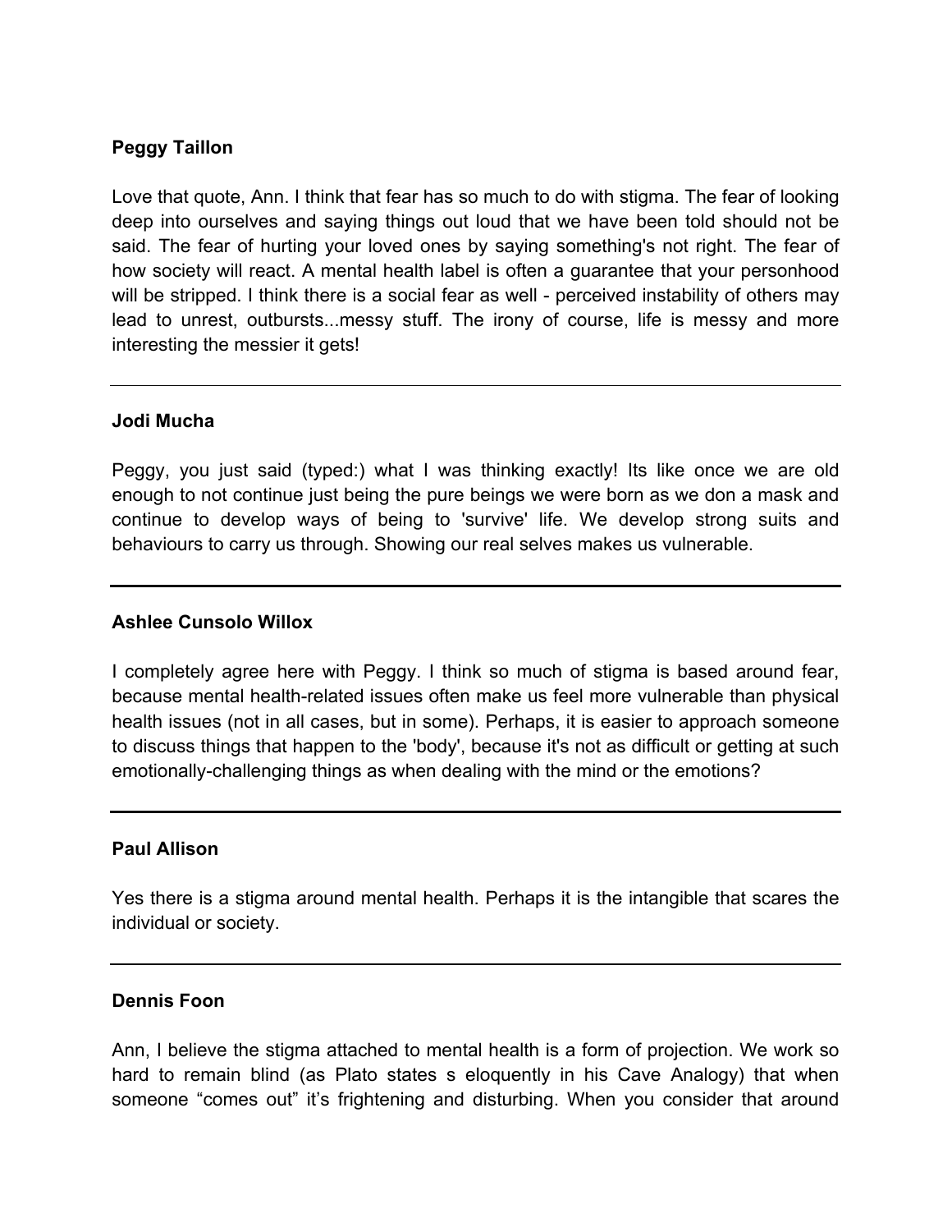**Peggy Taillon**

Love that quote, Ann. I think that fear has so much to do with stigma. The fear of looking deep into ourselves and saying things out loud that we have been told should not be said. The fear of hurting your loved ones by saying something's not right. The fear of how society will react. A mental health label is often a guarantee that your personhood will be stripped. I think there is a social fear as well - perceived instability of others may lead to unrest, outbursts...messy stuff. The irony of course, life is messy and more interesting the messier it gets!

---

**Jodi Mucha**

Peggy, you just said (typed:) what I was thinking exactly! Its like once we are old enough to not continue just being the pure beings we were born as we don a mask and continue to develop ways of being to 'survive' life. We develop strong suits and behaviours to carry us through. Showing our real selves makes us vulnerable.

---

**Ashlee Cunsolo Willox**

I completely agree here with Peggy. I think so much of stigma is based around fear, because mental health-related issues often make us feel more vulnerable than physical health issues (not in all cases, but in some). Perhaps, it is easier to approach someone to discuss things that happen to the 'body', because it's not as difficult or getting at such emotionally-challenging things as when dealing with the mind or the emotions?

---

**Paul Allison**

Yes there is a stigma around mental health. Perhaps it is the intangible that scares the individual or society.

---

**Dennis Foon**

Ann, I believe the stigma attached to mental health is a form of projection. We work so hard to remain blind (as Plato states s eloquently in his Cave Analogy) that when someone “comes out” it’s frightening and disturbing. When you consider that around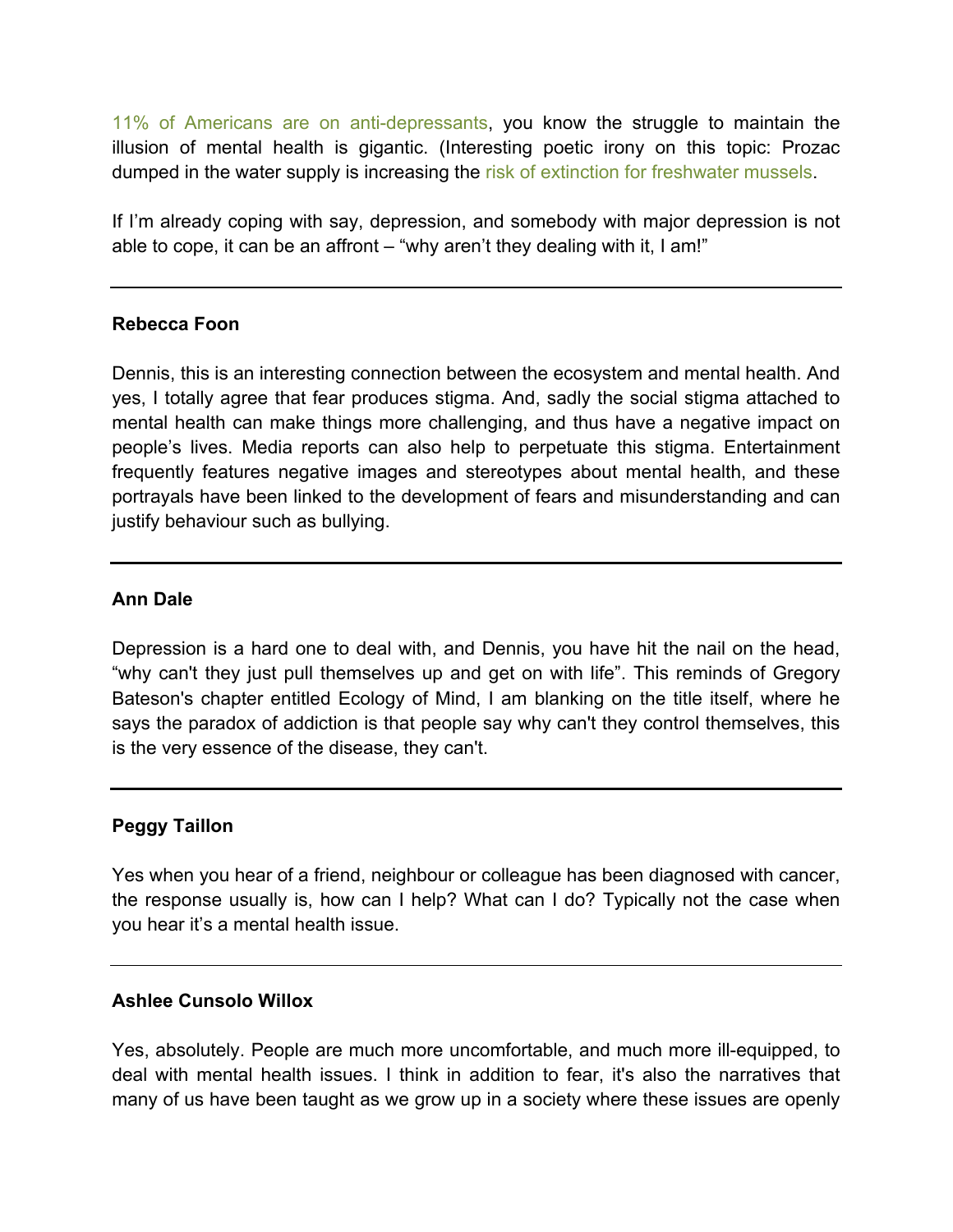11% of Americans are on anti-depressants, you know the struggle to maintain the illusion of mental health is gigantic. (Interesting poetic irony on this topic: Prozac dumped in the water supply is increasing the risk of extinction for freshwater mussels.

If I'm already coping with say, depression, and somebody with major depression is not able to cope, it can be an affront – "why aren't they dealing with it, I am!"

---

**Rebecca Foon**

Dennis, this is an interesting connection between the ecosystem and mental health. And yes, I totally agree that fear produces stigma. And, sadly the social stigma attached to mental health can make things more challenging, and thus have a negative impact on people's lives. Media reports can also help to perpetuate this stigma. Entertainment frequently features negative images and stereotypes about mental health, and these portrayals have been linked to the development of fears and misunderstanding and can justify behaviour such as bullying.

---

**Ann Dale**

Depression is a hard one to deal with, and Dennis, you have hit the nail on the head, "why can't they just pull themselves up and get on with life". This reminds of Gregory Bateson's chapter entitled Ecology of Mind, I am blanking on the title itself, where he says the paradox of addiction is that people say why can't they control themselves, this is the very essence of the disease, they can't.

---

**Peggy Taillon**

Yes when you hear of a friend, neighbour or colleague has been diagnosed with cancer, the response usually is, how can I help? What can I do? Typically not the case when you hear it's a mental health issue.

---

**Ashlee Cunsolo Willox**

Yes, absolutely. People are much more uncomfortable, and much more ill-equipped, to deal with mental health issues. I think in addition to fear, it's also the narratives that many of us have been taught as we grow up in a society where these issues are openly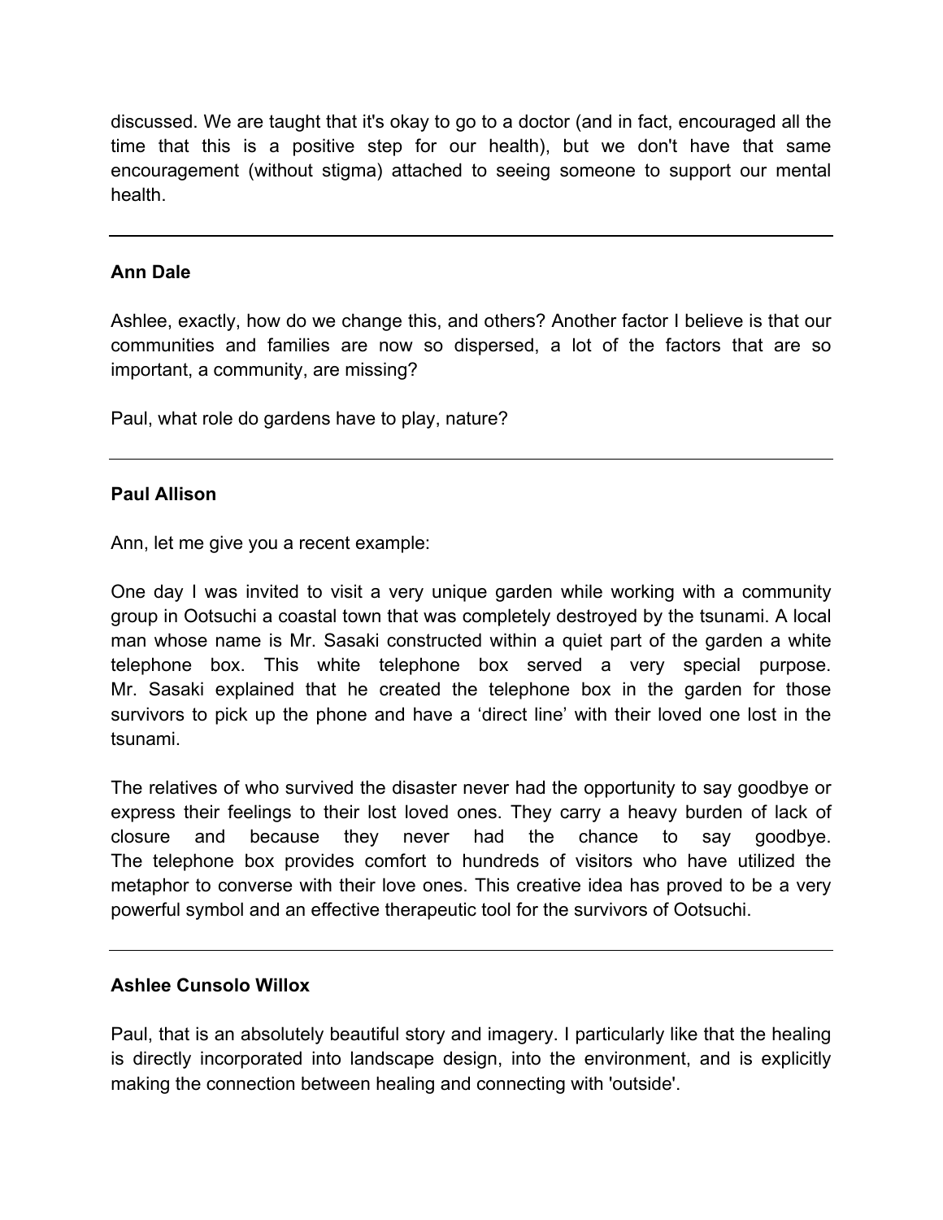discussed. We are taught that it's okay to go to a doctor (and in fact, encouraged all the time that this is a positive step for our health), but we don't have that same encouragement (without stigma) attached to seeing someone to support our mental health.

---

**Ann Dale**

Ashlee, exactly, how do we change this, and others? Another factor I believe is that our communities and families are now so dispersed, a lot of the factors that are so important, a community, are missing?

Paul, what role do gardens have to play, nature?

---

**Paul Allison**

Ann, let me give you a recent example:

One day I was invited to visit a very unique garden while working with a community group in Ootsuchi a coastal town that was completely destroyed by the tsunami. A local man whose name is Mr. Sasaki constructed within a quiet part of the garden a white telephone box. This white telephone box served a very special purpose. Mr. Sasaki explained that he created the telephone box in the garden for those survivors to pick up the phone and have a 'direct line' with their loved one lost in the tsunami.

The relatives of who survived the disaster never had the opportunity to say goodbye or express their feelings to their lost loved ones. They carry a heavy burden of lack of closure and because they never had the chance to say goodbye. The telephone box provides comfort to hundreds of visitors who have utilized the metaphor to converse with their love ones. This creative idea has proved to be a very powerful symbol and an effective therapeutic tool for the survivors of Ootsuchi.

---

**Ashlee Cunsolo Willox**

Paul, that is an absolutely beautiful story and imagery. I particularly like that the healing is directly incorporated into landscape design, into the environment, and is explicitly making the connection between healing and connecting with 'outside'.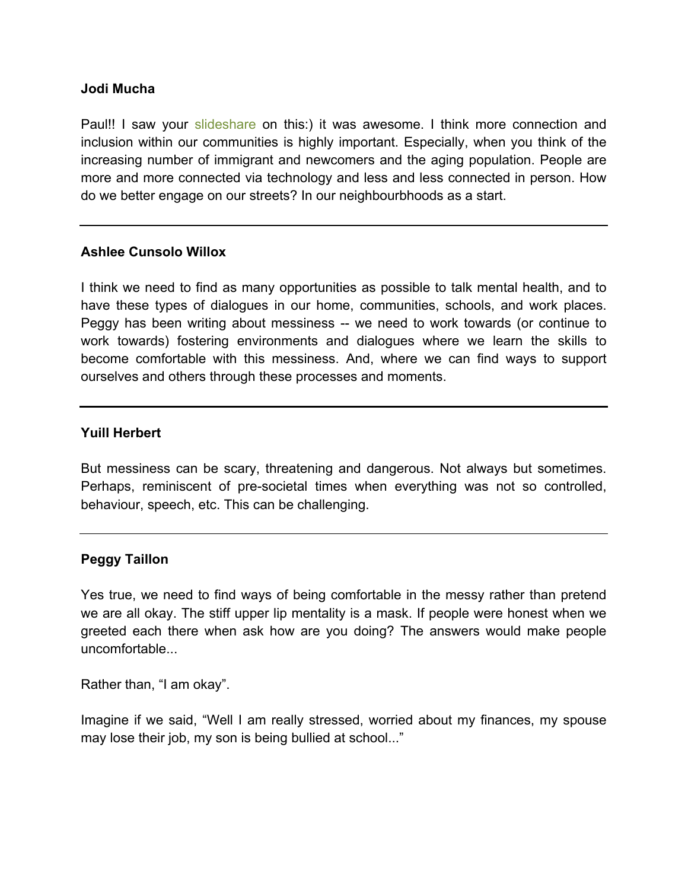**Jodi Mucha**

Paul!! I saw your slideshare on this:) it was awesome. I think more connection and inclusion within our communities is highly important. Especially, when you think of the increasing number of immigrant and newcomers and the aging population. People are more and more connected via technology and less and less connected in person. How do we better engage on our streets? In our neighbourbhoods as a start.

---

**Ashlee Cunsolo Willox**

I think we need to find as many opportunities as possible to talk mental health, and to have these types of dialogues in our home, communities, schools, and work places. Peggy has been writing about messiness -- we need to work towards (or continue to work towards) fostering environments and dialogues where we learn the skills to become comfortable with this messiness. And, where we can find ways to support ourselves and others through these processes and moments.

---

**Yuill Herbert**

But messiness can be scary, threatening and dangerous. Not always but sometimes. Perhaps, reminiscent of pre-societal times when everything was not so controlled, behaviour, speech, etc. This can be challenging.

---

**Peggy Taillon**

Yes true, we need to find ways of being comfortable in the messy rather than pretend we are all okay. The stiff upper lip mentality is a mask. If people were honest when we greeted each there when ask how are you doing? The answers would make people uncomfortable...

Rather than, “I am okay”.

Imagine if we said, “Well I am really stressed, worried about my finances, my spouse may lose their job, my son is being bullied at school...”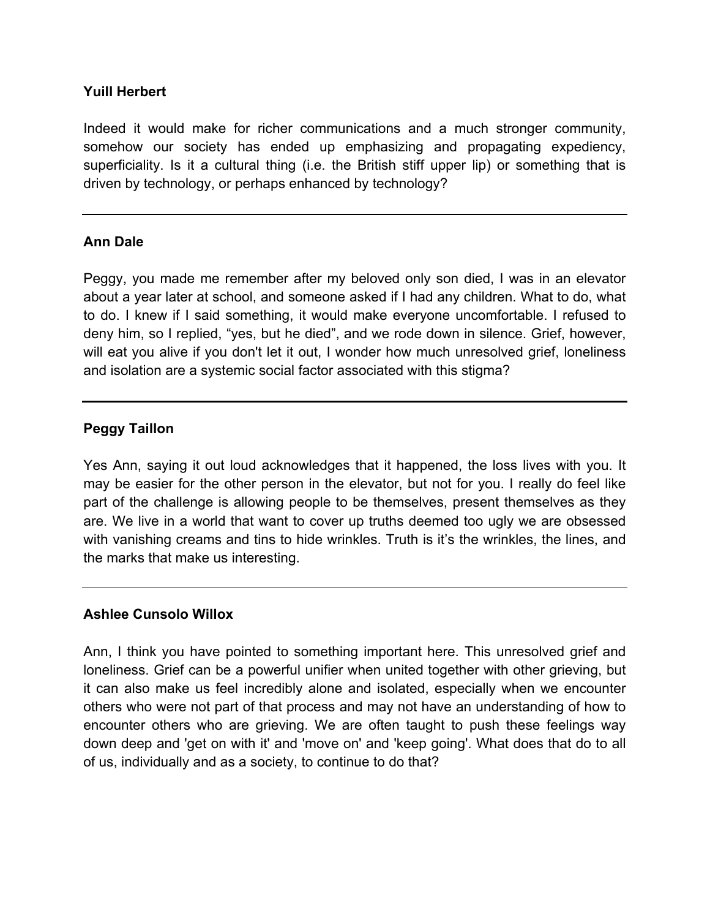**Yuill Herbert**

Indeed it would make for richer communications and a much stronger community, somehow our society has ended up emphasizing and propagating expediency, superficiality. Is it a cultural thing (i.e. the British stiff upper lip) or something that is driven by technology, or perhaps enhanced by technology?

---

**Ann Dale**

Peggy, you made me remember after my beloved only son died, I was in an elevator about a year later at school, and someone asked if I had any children. What to do, what to do. I knew if I said something, it would make everyone uncomfortable. I refused to deny him, so I replied, “yes, but he died”, and we rode down in silence. Grief, however, will eat you alive if you don't let it out, I wonder how much unresolved grief, loneliness and isolation are a systemic social factor associated with this stigma?

---

**Peggy Taillon**

Yes Ann, saying it out loud acknowledges that it happened, the loss lives with you. It may be easier for the other person in the elevator, but not for you. I really do feel like part of the challenge is allowing people to be themselves, present themselves as they are. We live in a world that want to cover up truths deemed too ugly we are obsessed with vanishing creams and tins to hide wrinkles. Truth is it’s the wrinkles, the lines, and the marks that make us interesting.

---

**Ashlee Cunsolo Willox**

Ann, I think you have pointed to something important here. This unresolved grief and loneliness. Grief can be a powerful unifier when united together with other grieving, but it can also make us feel incredibly alone and isolated, especially when we encounter others who were not part of that process and may not have an understanding of how to encounter others who are grieving. We are often taught to push these feelings way down deep and 'get on with it' and 'move on' and 'keep going'. What does that do to all of us, individually and as a society, to continue to do that?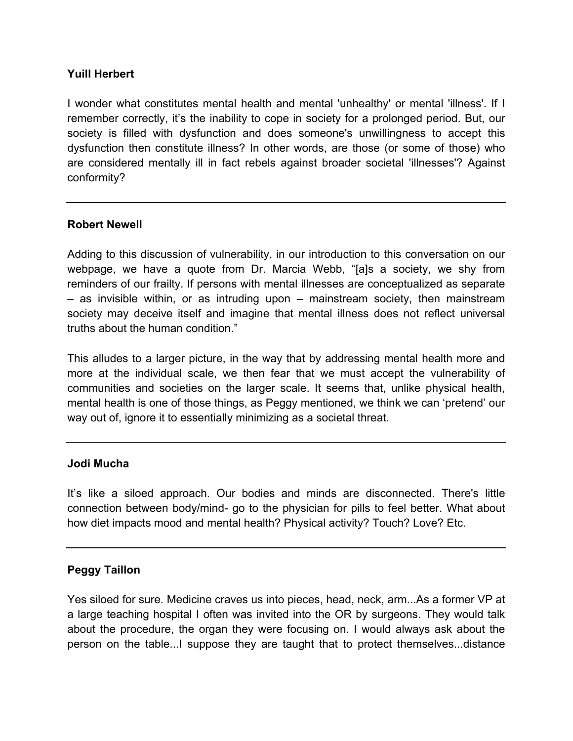**Yuill Herbert**

I wonder what constitutes mental health and mental 'unhealthy' or mental 'illness'. If I remember correctly, it's the inability to cope in society for a prolonged period. But, our society is filled with dysfunction and does someone's unwillingness to accept this dysfunction then constitute illness? In other words, are those (or some of those) who are considered mentally ill in fact rebels against broader societal 'illnesses'? Against conformity?

---

**Robert Newell**

Adding to this discussion of vulnerability, in our introduction to this conversation on our webpage, we have a quote from Dr. Marcia Webb, "[a]s a society, we shy from reminders of our frailty. If persons with mental illnesses are conceptualized as separate – as invisible within, or as intruding upon – mainstream society, then mainstream society may deceive itself and imagine that mental illness does not reflect universal truths about the human condition."

This alludes to a larger picture, in the way that by addressing mental health more and more at the individual scale, we then fear that we must accept the vulnerability of communities and societies on the larger scale. It seems that, unlike physical health, mental health is one of those things, as Peggy mentioned, we think we can 'pretend' our way out of, ignore it to essentially minimizing as a societal threat.

---

**Jodi Mucha**

It's like a siloed approach. Our bodies and minds are disconnected. There's little connection between body/mind- go to the physician for pills to feel better. What about how diet impacts mood and mental health? Physical activity? Touch? Love? Etc.

---

**Peggy Taillon**

Yes siloed for sure. Medicine craves us into pieces, head, neck, arm...As a former VP at a large teaching hospital I often was invited into the OR by surgeons. They would talk about the procedure, the organ they were focusing on. I would always ask about the person on the table...I suppose they are taught that to protect themselves...distance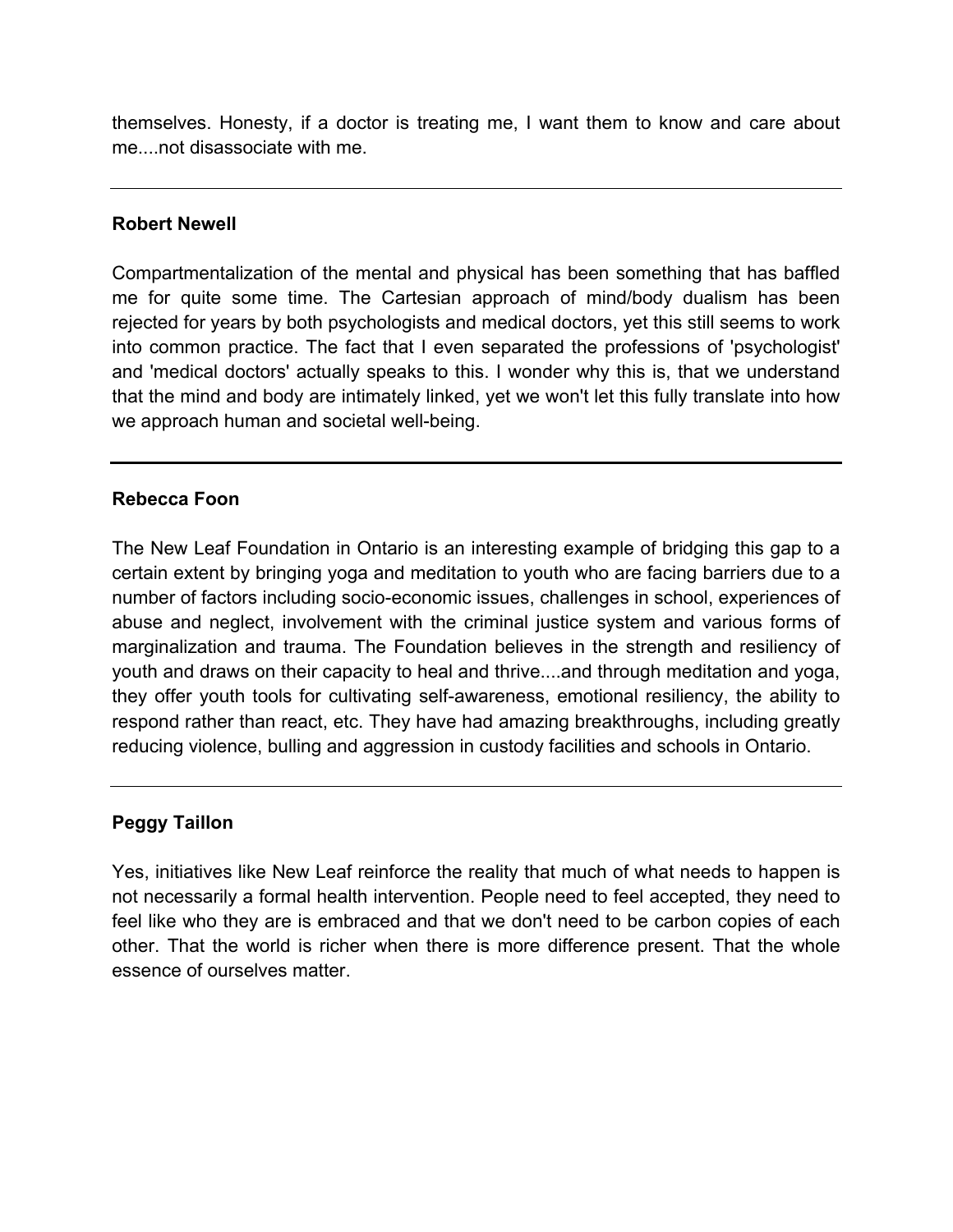themselves. Honesty, if a doctor is treating me, I want them to know and care about me....not disassociate with me.

---

**Robert Newell**

Compartmentalization of the mental and physical has been something that has baffled me for quite some time. The Cartesian approach of mind/body dualism has been rejected for years by both psychologists and medical doctors, yet this still seems to work into common practice. The fact that I even separated the professions of 'psychologist' and 'medical doctors' actually speaks to this. I wonder why this is, that we understand that the mind and body are intimately linked, yet we won't let this fully translate into how we approach human and societal well-being.

---

**Rebecca Foon**

The New Leaf Foundation in Ontario is an interesting example of bridging this gap to a certain extent by bringing yoga and meditation to youth who are facing barriers due to a number of factors including socio-economic issues, challenges in school, experiences of abuse and neglect, involvement with the criminal justice system and various forms of marginalization and trauma. The Foundation believes in the strength and resiliency of youth and draws on their capacity to heal and thrive....and through meditation and yoga, they offer youth tools for cultivating self-awareness, emotional resiliency, the ability to respond rather than react, etc. They have had amazing breakthroughs, including greatly reducing violence, bulling and aggression in custody facilities and schools in Ontario.

---

**Peggy Taillon**

Yes, initiatives like New Leaf reinforce the reality that much of what needs to happen is not necessarily a formal health intervention. People need to feel accepted, they need to feel like who they are is embraced and that we don't need to be carbon copies of each other. That the world is richer when there is more difference present. That the whole essence of ourselves matter.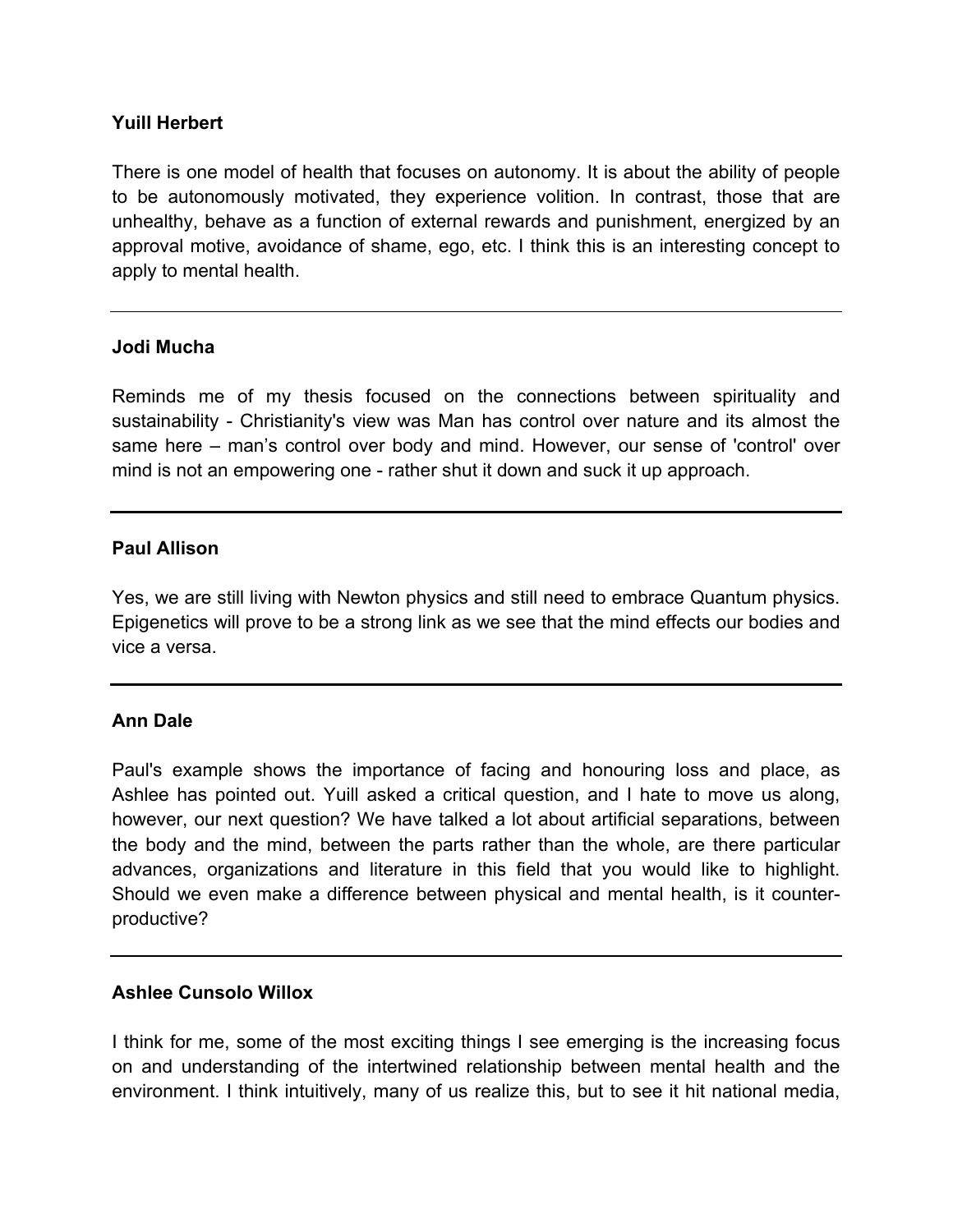**Yuill Herbert**

There is one model of health that focuses on autonomy. It is about the ability of people to be autonomously motivated, they experience volition. In contrast, those that are unhealthy, behave as a function of external rewards and punishment, energized by an approval motive, avoidance of shame, ego, etc. I think this is an interesting concept to apply to mental health.

---

**Jodi Mucha**

Reminds me of my thesis focused on the connections between spirituality and sustainability - Christianity's view was Man has control over nature and its almost the same here – man's control over body and mind. However, our sense of 'control' over mind is not an empowering one - rather shut it down and suck it up approach.

---

**Paul Allison**

Yes, we are still living with Newton physics and still need to embrace Quantum physics. Epigenetics will prove to be a strong link as we see that the mind effects our bodies and vice a versa.

---

**Ann Dale**

Paul's example shows the importance of facing and honouring loss and place, as Ashlee has pointed out. Yuill asked a critical question, and I hate to move us along, however, our next question? We have talked a lot about artificial separations, between the body and the mind, between the parts rather than the whole, are there particular advances, organizations and literature in this field that you would like to highlight. Should we even make a difference between physical and mental health, is it counter-productive?

---

**Ashlee Cunsolo Willox**

I think for me, some of the most exciting things I see emerging is the increasing focus on and understanding of the intertwined relationship between mental health and the environment. I think intuitively, many of us realize this, but to see it hit national media,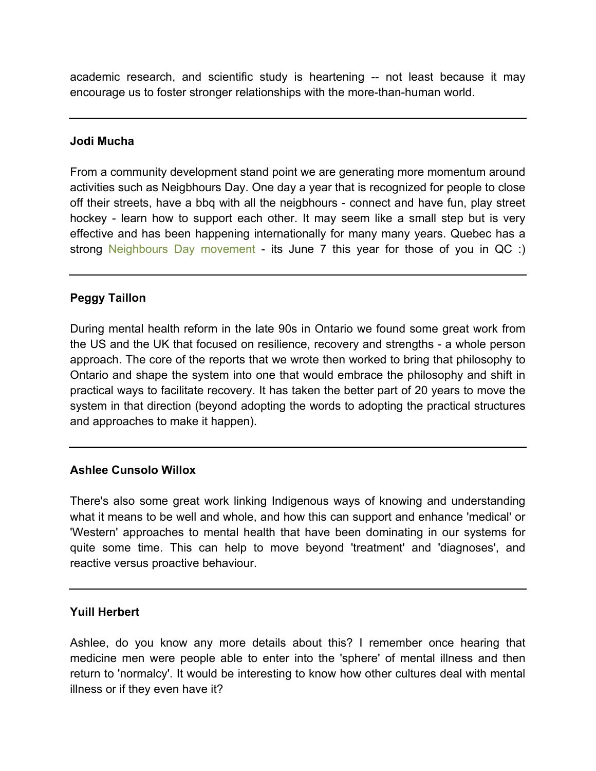academic research, and scientific study is heartening -- not least because it may encourage us to foster stronger relationships with the more-than-human world.

---

**Jodi Mucha**

From a community development stand point we are generating more momentum around activities such as Neigbhours Day. One day a year that is recognized for people to close off their streets, have a bbq with all the neigbhours - connect and have fun, play street hockey - learn how to support each other. It may seem like a small step but is very effective and has been happening internationally for many many years. Quebec has a strong Neighbours Day movement - its June 7 this year for those of you in QC :)

---

**Peggy Taillon**

During mental health reform in the late 90s in Ontario we found some great work from the US and the UK that focused on resilience, recovery and strengths - a whole person approach. The core of the reports that we wrote then worked to bring that philosophy to Ontario and shape the system into one that would embrace the philosophy and shift in practical ways to facilitate recovery. It has taken the better part of 20 years to move the system in that direction (beyond adopting the words to adopting the practical structures and approaches to make it happen).

---

**Ashlee Cunsolo Willox**

There's also some great work linking Indigenous ways of knowing and understanding what it means to be well and whole, and how this can support and enhance 'medical' or 'Western' approaches to mental health that have been dominating in our systems for quite some time. This can help to move beyond 'treatment' and 'diagnoses', and reactive versus proactive behaviour.

---

**Yuill Herbert**

Ashlee, do you know any more details about this? I remember once hearing that medicine men were people able to enter into the 'sphere' of mental illness and then return to 'normalcy'. It would be interesting to know how other cultures deal with mental illness or if they even have it?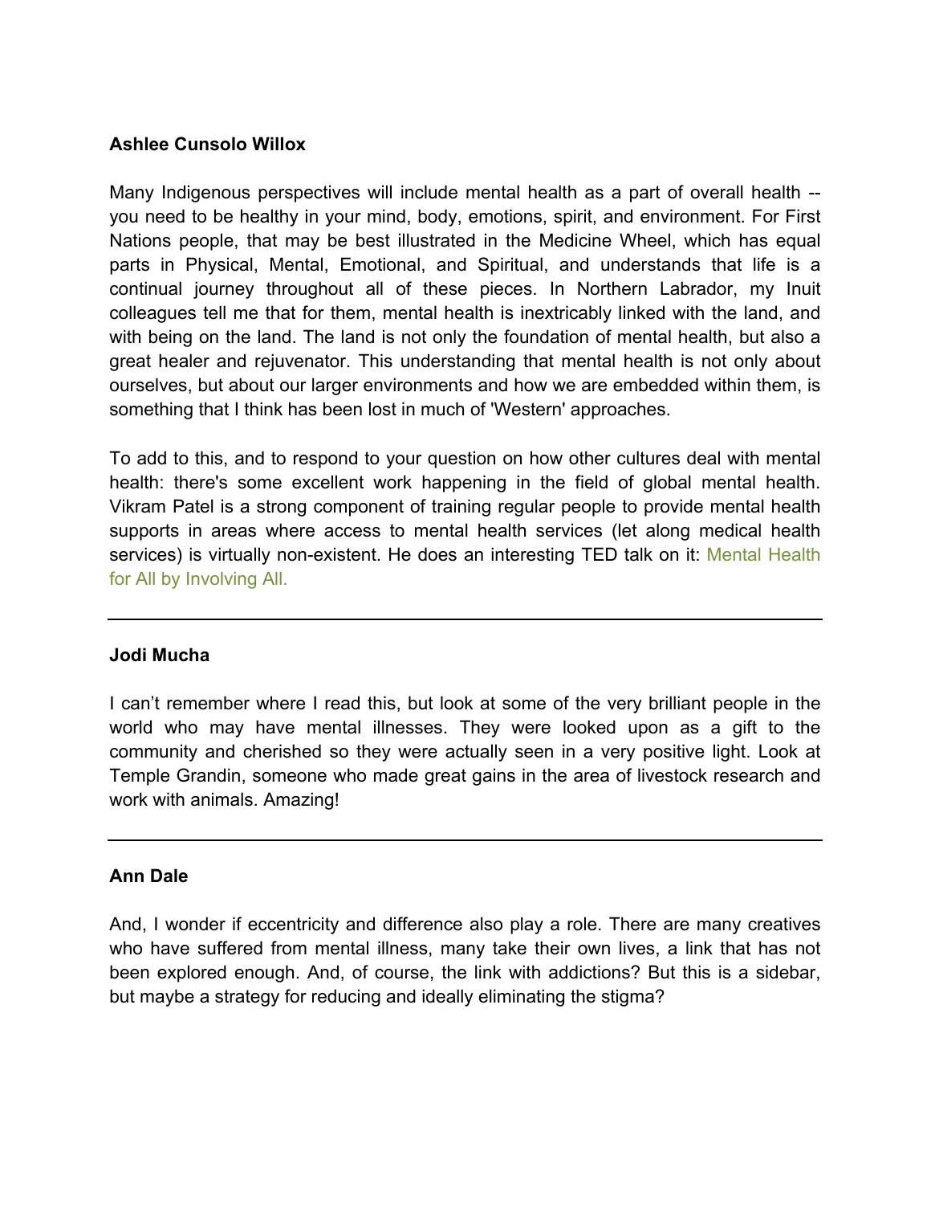**Ashlee Cunsolo Willox**

Many Indigenous perspectives will include mental health as a part of overall health -- you need to be healthy in your mind, body, emotions, spirit, and environment. For First Nations people, that may be best illustrated in the Medicine Wheel, which has equal parts in Physical, Mental, Emotional, and Spiritual, and understands that life is a continual journey throughout all of these pieces. In Northern Labrador, my Inuit colleagues tell me that for them, mental health is inextricably linked with the land, and with being on the land. The land is not only the foundation of mental health, but also a great healer and rejuvenator. This understanding that mental health is not only about ourselves, but about our larger environments and how we are embedded within them, is something that I think has been lost in much of 'Western' approaches.

To add to this, and to respond to your question on how other cultures deal with mental health: there's some excellent work happening in the field of global mental health. Vikram Patel is a strong component of training regular people to provide mental health supports in areas where access to mental health services (let along medical health services) is virtually non-existent. He does an interesting TED talk on it: Mental Health for All by Involving All.

---

**Jodi Mucha**

I can't remember where I read this, but look at some of the very brilliant people in the world who may have mental illnesses. They were looked upon as a gift to the community and cherished so they were actually seen in a very positive light. Look at Temple Grandin, someone who made great gains in the area of livestock research and work with animals. Amazing!

---

**Ann Dale**

And, I wonder if eccentricity and difference also play a role. There are many creatives who have suffered from mental illness, many take their own lives, a link that has not been explored enough. And, of course, the link with addictions? But this is a sidebar, but maybe a strategy for reducing and ideally eliminating the stigma?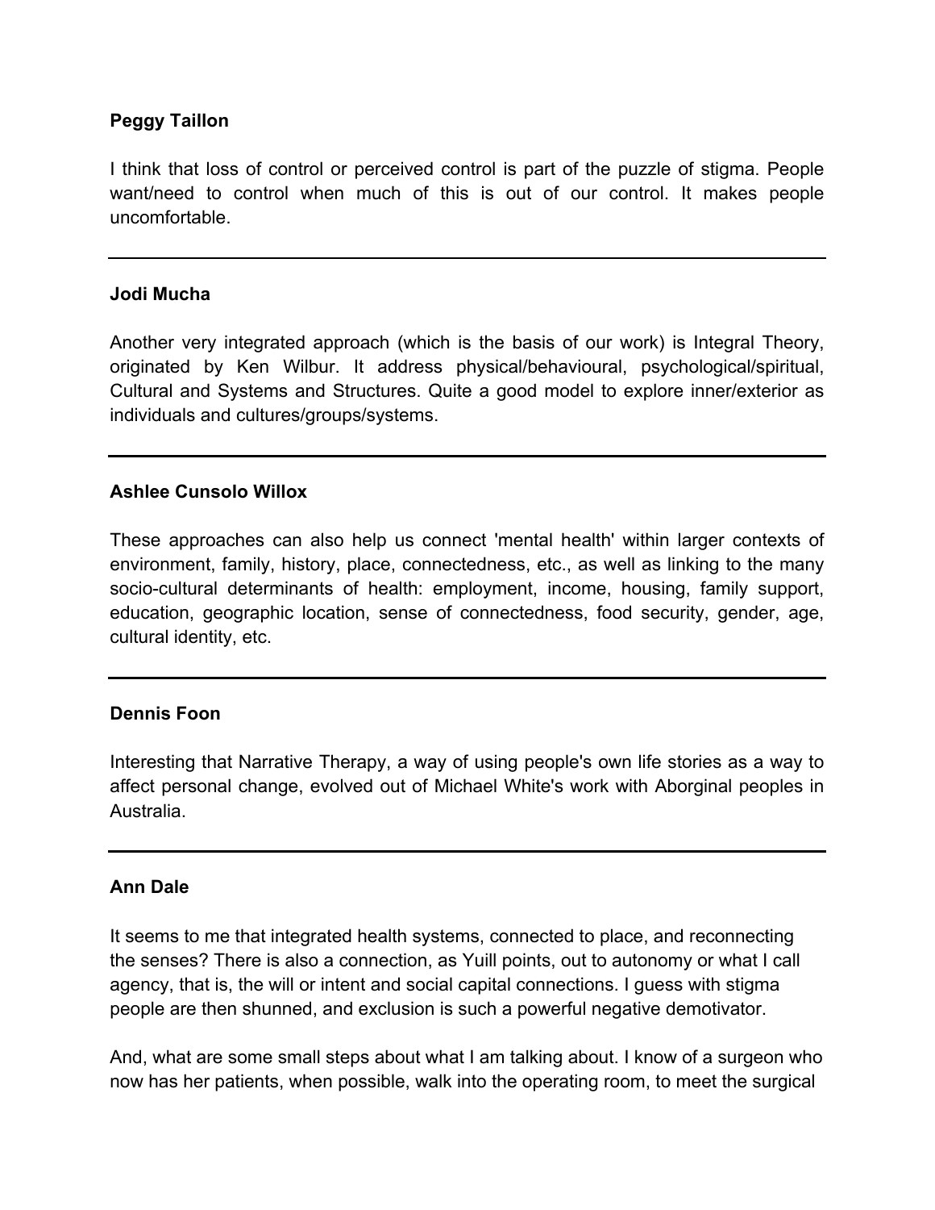**Peggy Taillon**

I think that loss of control or perceived control is part of the puzzle of stigma. People want/need to control when much of this is out of our control. It makes people uncomfortable.

---

**Jodi Mucha**

Another very integrated approach (which is the basis of our work) is Integral Theory, originated by Ken Wilbur. It address physical/behavioural, psychological/spiritual, Cultural and Systems and Structures. Quite a good model to explore inner/exterior as individuals and cultures/groups/systems.

---

**Ashlee Cunsolo Willox**

These approaches can also help us connect 'mental health' within larger contexts of environment, family, history, place, connectedness, etc., as well as linking to the many socio-cultural determinants of health: employment, income, housing, family support, education, geographic location, sense of connectedness, food security, gender, age, cultural identity, etc.

---

**Dennis Foon**

Interesting that Narrative Therapy, a way of using people's own life stories as a way to affect personal change, evolved out of Michael White's work with Aborginal peoples in Australia.

---

**Ann Dale**

It seems to me that integrated health systems, connected to place, and reconnecting the senses? There is also a connection, as Yuill points, out to autonomy or what I call agency, that is, the will or intent and social capital connections. I guess with stigma people are then shunned, and exclusion is such a powerful negative demotivator.

And, what are some small steps about what I am talking about. I know of a surgeon who now has her patients, when possible, walk into the operating room, to meet the surgical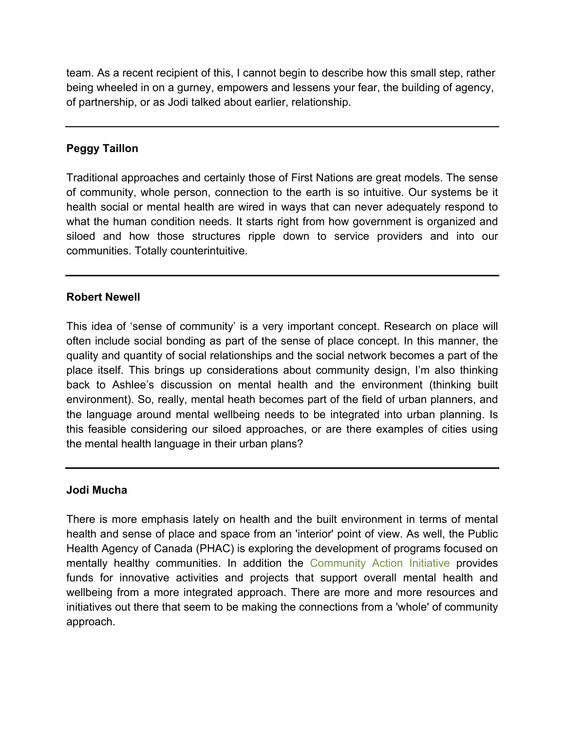team. As a recent recipient of this, I cannot begin to describe how this small step, rather being wheeled in on a gurney, empowers and lessens your fear, the building of agency, of partnership, or as Jodi talked about earlier, relationship.

---

**Peggy Taillon**

Traditional approaches and certainly those of First Nations are great models. The sense of community, whole person, connection to the earth is so intuitive. Our systems be it health social or mental health are wired in ways that can never adequately respond to what the human condition needs. It starts right from how government is organized and siloed and how those structures ripple down to service providers and into our communities. Totally counterintuitive.

---

**Robert Newell**

This idea of 'sense of community' is a very important concept. Research on place will often include social bonding as part of the sense of place concept. In this manner, the quality and quantity of social relationships and the social network becomes a part of the place itself. This brings up considerations about community design, I'm also thinking back to Ashlee's discussion on mental health and the environment (thinking built environment). So, really, mental heath becomes part of the field of urban planners, and the language around mental wellbeing needs to be integrated into urban planning. Is this feasible considering our siloed approaches, or are there examples of cities using the mental health language in their urban plans?

---

**Jodi Mucha**

There is more emphasis lately on health and the built environment in terms of mental health and sense of place and space from an 'interior' point of view. As well, the Public Health Agency of Canada (PHAC) is exploring the development of programs focused on mentally healthy communities. In addition the Community Action Initiative provides funds for innovative activities and projects that support overall mental health and wellbeing from a more integrated approach. There are more and more resources and initiatives out there that seem to be making the connections from a 'whole' of community approach.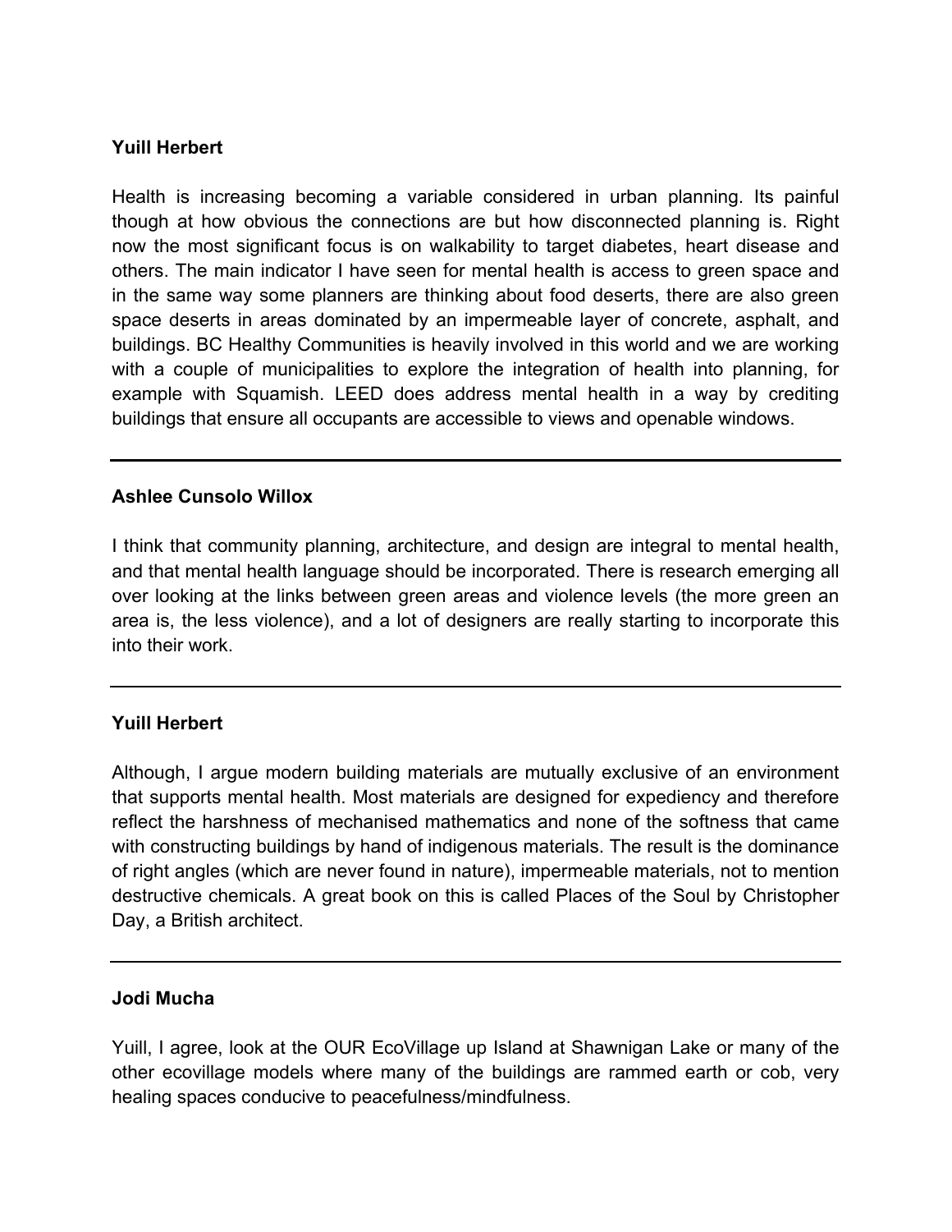**Yuill Herbert**

Health is increasing becoming a variable considered in urban planning. Its painful though at how obvious the connections are but how disconnected planning is. Right now the most significant focus is on walkability to target diabetes, heart disease and others. The main indicator I have seen for mental health is access to green space and in the same way some planners are thinking about food deserts, there are also green space deserts in areas dominated by an impermeable layer of concrete, asphalt, and buildings. BC Healthy Communities is heavily involved in this world and we are working with a couple of municipalities to explore the integration of health into planning, for example with Squamish. LEED does address mental health in a way by crediting buildings that ensure all occupants are accessible to views and openable windows.

---

**Ashlee Cunsolo Willox**

I think that community planning, architecture, and design are integral to mental health, and that mental health language should be incorporated. There is research emerging all over looking at the links between green areas and violence levels (the more green an area is, the less violence), and a lot of designers are really starting to incorporate this into their work.

---

**Yuill Herbert**

Although, I argue modern building materials are mutually exclusive of an environment that supports mental health. Most materials are designed for expediency and therefore reflect the harshness of mechanised mathematics and none of the softness that came with constructing buildings by hand of indigenous materials. The result is the dominance of right angles (which are never found in nature), impermeable materials, not to mention destructive chemicals. A great book on this is called Places of the Soul by Christopher Day, a British architect.

---

**Jodi Mucha**

Yuill, I agree, look at the OUR EcoVillage up Island at Shawnigan Lake or many of the other ecovillage models where many of the buildings are rammed earth or cob, very healing spaces conducive to peacefulness/mindfulness.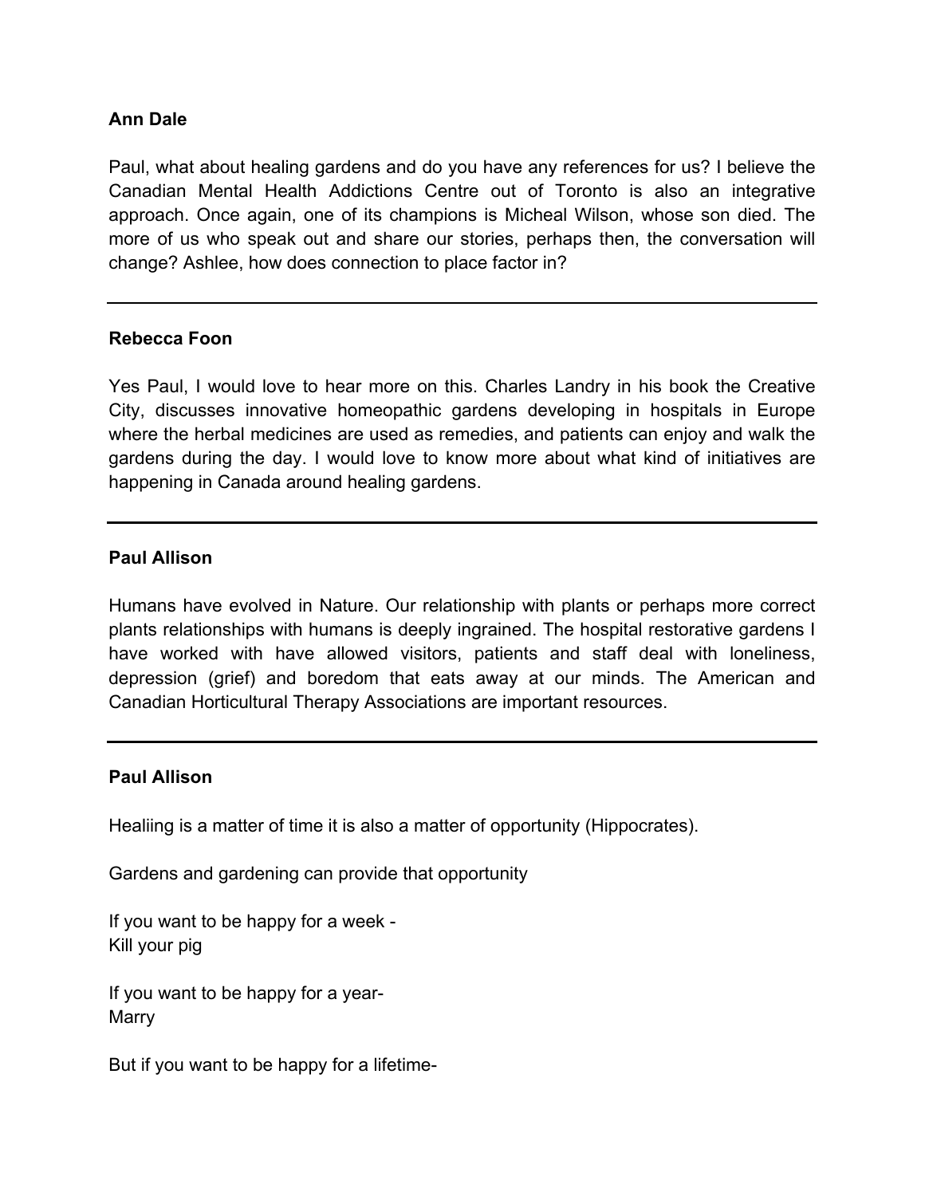**Ann Dale**

Paul, what about healing gardens and do you have any references for us? I believe the Canadian Mental Health Addictions Centre out of Toronto is also an integrative approach. Once again, one of its champions is Micheal Wilson, whose son died. The more of us who speak out and share our stories, perhaps then, the conversation will change? Ashlee, how does connection to place factor in?

---

**Rebecca Foon**

Yes Paul, I would love to hear more on this. Charles Landry in his book the Creative City, discusses innovative homeopathic gardens developing in hospitals in Europe where the herbal medicines are used as remedies, and patients can enjoy and walk the gardens during the day. I would love to know more about what kind of initiatives are happening in Canada around healing gardens.

---

**Paul Allison**

Humans have evolved in Nature. Our relationship with plants or perhaps more correct plants relationships with humans is deeply ingrained. The hospital restorative gardens I have worked with have allowed visitors, patients and staff deal with loneliness, depression (grief) and boredom that eats away at our minds. The American and Canadian Horticultural Therapy Associations are important resources.

---

**Paul Allison**

Healiing is a matter of time it is also a matter of opportunity (Hippocrates).

Gardens and gardening can provide that opportunity

If you want to be happy for a week -
Kill your pig

If you want to be happy for a year-
Marry

But if you want to be happy for a lifetime-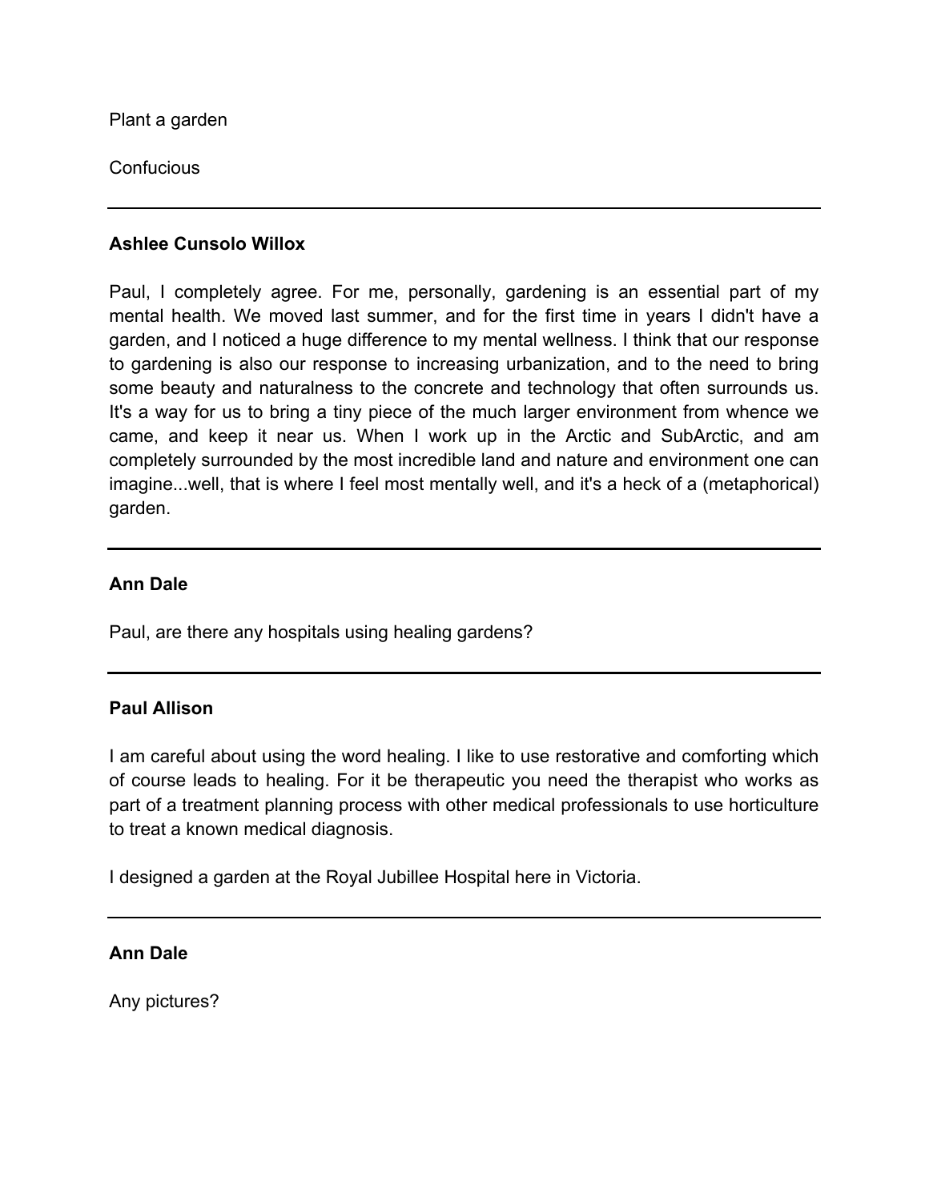Plant a garden

Confucious

---

**Ashlee Cunsolo Willox**

Paul, I completely agree. For me, personally, gardening is an essential part of my mental health. We moved last summer, and for the first time in years I didn't have a garden, and I noticed a huge difference to my mental wellness. I think that our response to gardening is also our response to increasing urbanization, and to the need to bring some beauty and naturalness to the concrete and technology that often surrounds us. It's a way for us to bring a tiny piece of the much larger environment from whence we came, and keep it near us. When I work up in the Arctic and SubArctic, and am completely surrounded by the most incredible land and nature and environment one can imagine...well, that is where I feel most mentally well, and it's a heck of a (metaphorical) garden.

---

**Ann Dale**

Paul, are there any hospitals using healing gardens?

---

**Paul Allison**

I am careful about using the word healing. I like to use restorative and comforting which of course leads to healing. For it be therapeutic you need the therapist who works as part of a treatment planning process with other medical professionals to use horticulture to treat a known medical diagnosis.

I designed a garden at the Royal Jubillee Hospital here in Victoria.

---

**Ann Dale**

Any pictures?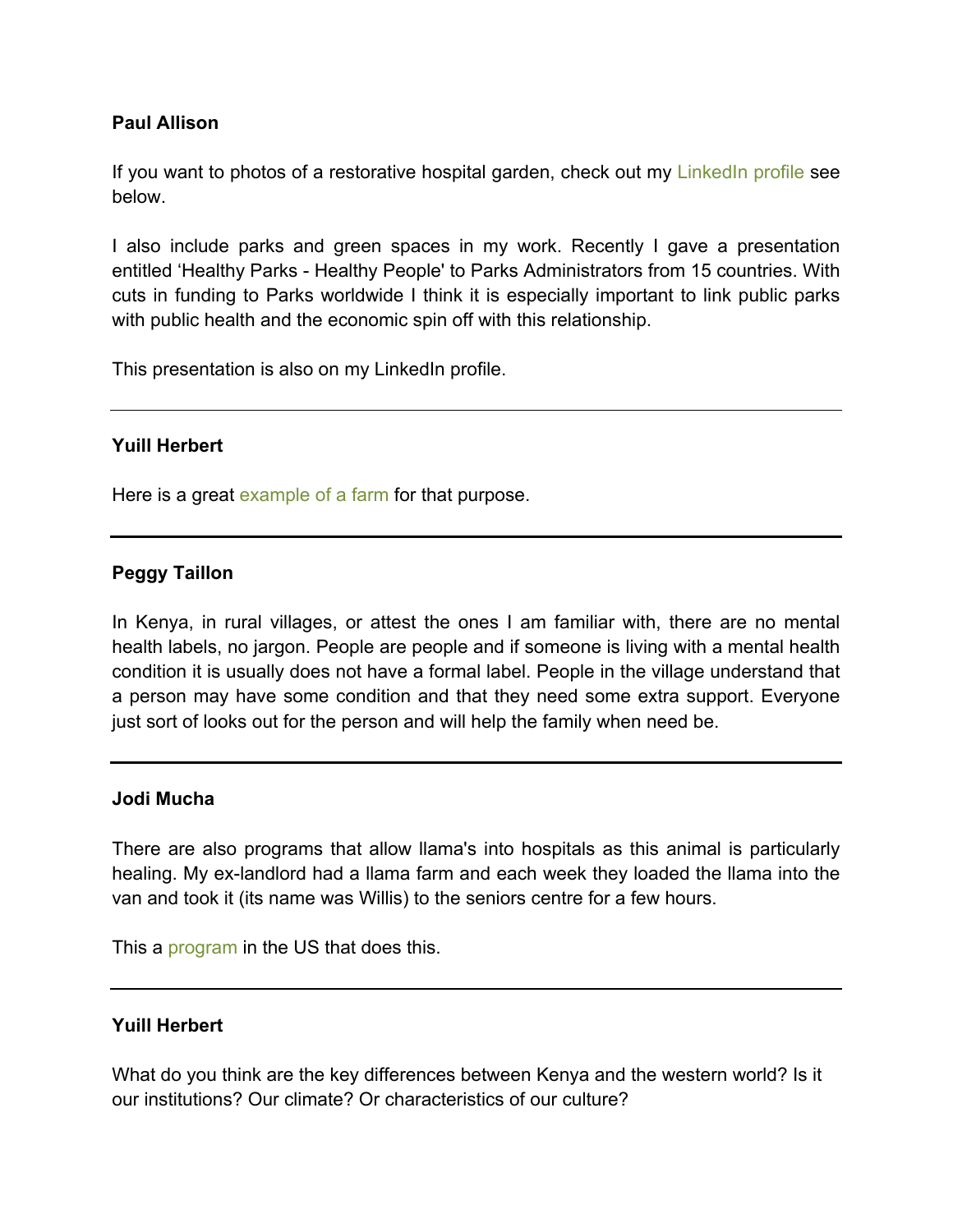**Paul Allison**

If you want to photos of a restorative hospital garden, check out my LinkedIn profile see below.

I also include parks and green spaces in my work. Recently I gave a presentation entitled 'Healthy Parks - Healthy People' to Parks Administrators from 15 countries. With cuts in funding to Parks worldwide I think it is especially important to link public parks with public health and the economic spin off with this relationship.

This presentation is also on my LinkedIn profile.

---

**Yuill Herbert**

Here is a great example of a farm for that purpose.

---

**Peggy Taillon**

In Kenya, in rural villages, or attest the ones I am familiar with, there are no mental health labels, no jargon. People are people and if someone is living with a mental health condition it is usually does not have a formal label. People in the village understand that a person may have some condition and that they need some extra support. Everyone just sort of looks out for the person and will help the family when need be.

---

**Jodi Mucha**

There are also programs that allow llama's into hospitals as this animal is particularly healing. My ex-landlord had a llama farm and each week they loaded the llama into the van and took it (its name was Willis) to the seniors centre for a few hours.

This a program in the US that does this.

---

**Yuill Herbert**

What do you think are the key differences between Kenya and the western world? Is it our institutions? Our climate? Or characteristics of our culture?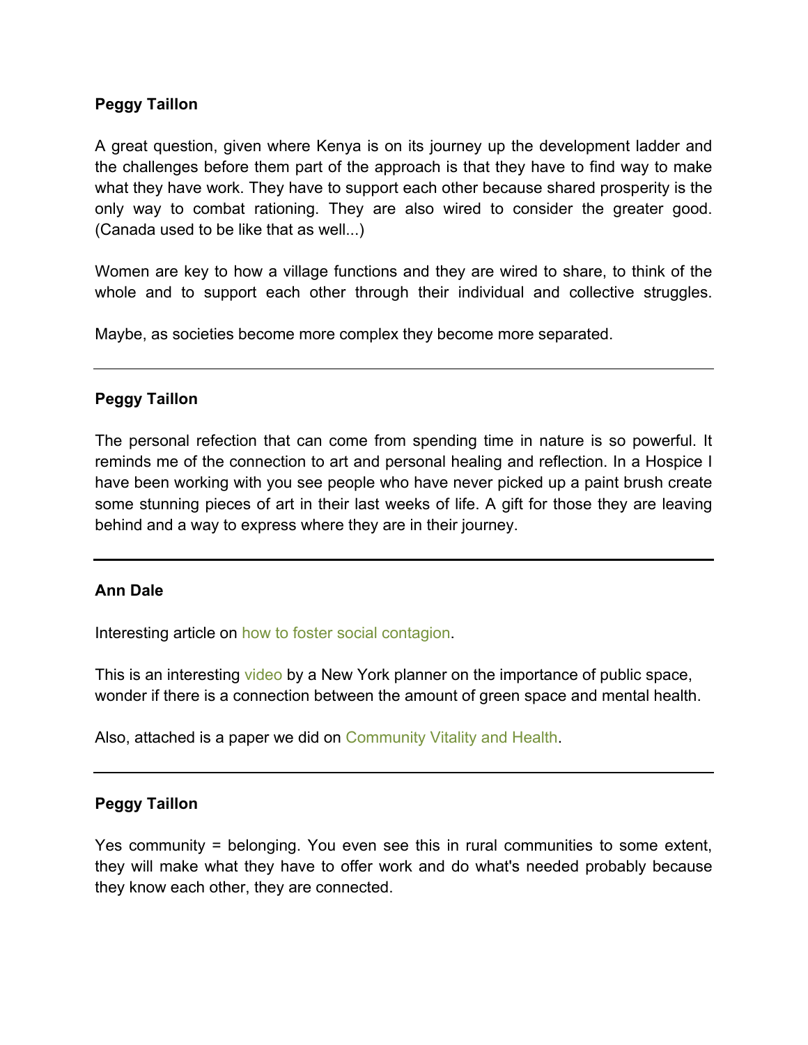**Peggy Taillon**

A great question, given where Kenya is on its journey up the development ladder and the challenges before them part of the approach is that they have to find way to make what they have work. They have to support each other because shared prosperity is the only way to combat rationing. They are also wired to consider the greater good. (Canada used to be like that as well...)

Women are key to how a village functions and they are wired to share, to think of the whole and to support each other through their individual and collective struggles.

Maybe, as societies become more complex they become more separated.

---

**Peggy Taillon**

The personal refection that can come from spending time in nature is so powerful. It reminds me of the connection to art and personal healing and reflection. In a Hospice I have been working with you see people who have never picked up a paint brush create some stunning pieces of art in their last weeks of life. A gift for those they are leaving behind and a way to express where they are in their journey.

---

**Ann Dale**

Interesting article on how to foster social contagion.

This is an interesting video by a New York planner on the importance of public space, wonder if there is a connection between the amount of green space and mental health.

Also, attached is a paper we did on Community Vitality and Health.

---

**Peggy Taillon**

Yes community = belonging. You even see this in rural communities to some extent, they will make what they have to offer work and do what's needed probably because they know each other, they are connected.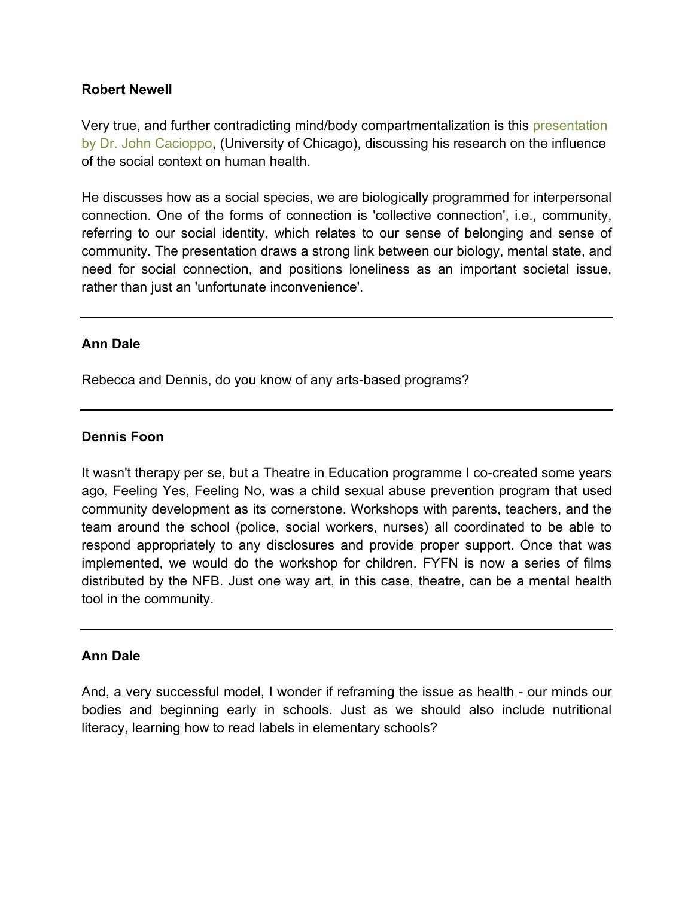**Robert Newell**

Very true, and further contradicting mind/body compartmentalization is this presentation by Dr. John Cacioppo, (University of Chicago), discussing his research on the influence of the social context on human health.

He discusses how as a social species, we are biologically programmed for interpersonal connection. One of the forms of connection is 'collective connection', i.e., community, referring to our social identity, which relates to our sense of belonging and sense of community. The presentation draws a strong link between our biology, mental state, and need for social connection, and positions loneliness as an important societal issue, rather than just an 'unfortunate inconvenience'.

---

**Ann Dale**

Rebecca and Dennis, do you know of any arts-based programs?

---

**Dennis Foon**

It wasn't therapy per se, but a Theatre in Education programme I co-created some years ago, Feeling Yes, Feeling No, was a child sexual abuse prevention program that used community development as its cornerstone. Workshops with parents, teachers, and the team around the school (police, social workers, nurses) all coordinated to be able to respond appropriately to any disclosures and provide proper support. Once that was implemented, we would do the workshop for children. FYFN is now a series of films distributed by the NFB. Just one way art, in this case, theatre, can be a mental health tool in the community.

---

**Ann Dale**

And, a very successful model, I wonder if reframing the issue as health - our minds our bodies and beginning early in schools. Just as we should also include nutritional literacy, learning how to read labels in elementary schools?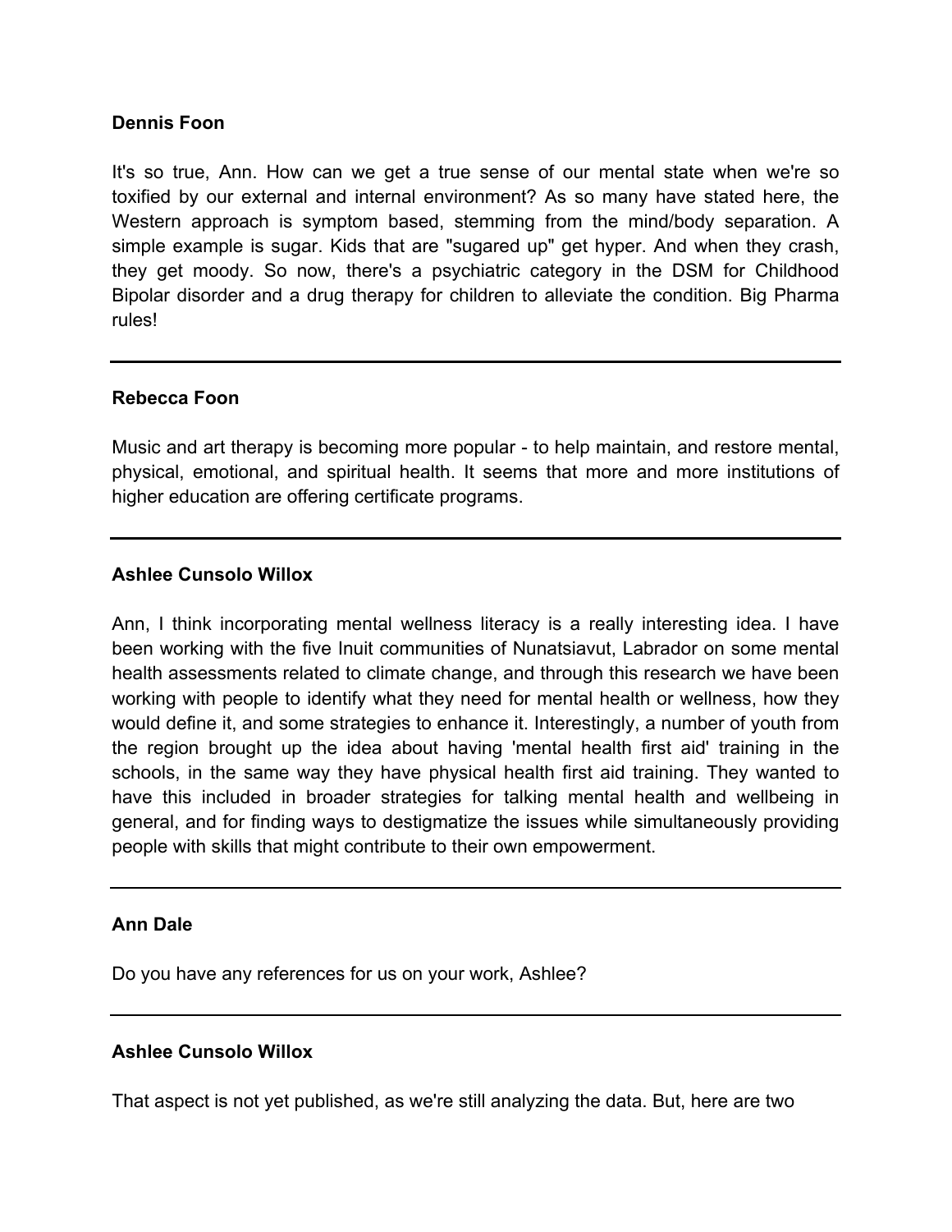**Dennis Foon**

It's so true, Ann. How can we get a true sense of our mental state when we're so toxified by our external and internal environment? As so many have stated here, the Western approach is symptom based, stemming from the mind/body separation. A simple example is sugar. Kids that are "sugared up" get hyper. And when they crash, they get moody. So now, there's a psychiatric category in the DSM for Childhood Bipolar disorder and a drug therapy for children to alleviate the condition. Big Pharma rules!

---

**Rebecca Foon**

Music and art therapy is becoming more popular - to help maintain, and restore mental, physical, emotional, and spiritual health. It seems that more and more institutions of higher education are offering certificate programs.

---

**Ashlee Cunsolo Willox**

Ann, I think incorporating mental wellness literacy is a really interesting idea. I have been working with the five Inuit communities of Nunatsiavut, Labrador on some mental health assessments related to climate change, and through this research we have been working with people to identify what they need for mental health or wellness, how they would define it, and some strategies to enhance it. Interestingly, a number of youth from the region brought up the idea about having 'mental health first aid' training in the schools, in the same way they have physical health first aid training. They wanted to have this included in broader strategies for talking mental health and wellbeing in general, and for finding ways to destigmatize the issues while simultaneously providing people with skills that might contribute to their own empowerment.

---

**Ann Dale**

Do you have any references for us on your work, Ashlee?

---

**Ashlee Cunsolo Willox**

That aspect is not yet published, as we're still analyzing the data. But, here are two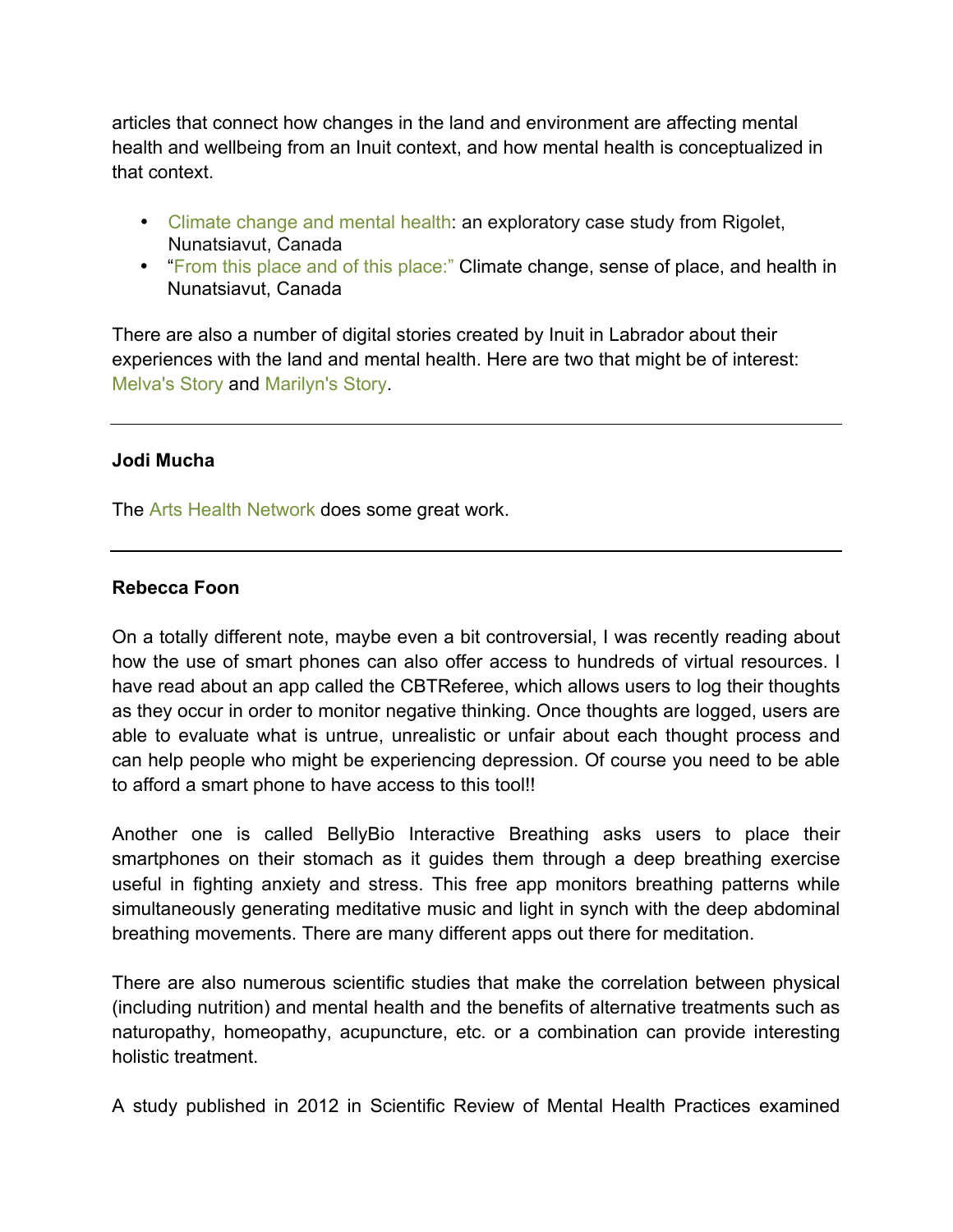articles that connect how changes in the land and environment are affecting mental health and wellbeing from an Inuit context, and how mental health is conceptualized in that context.

- Climate change and mental health: an exploratory case study from Rigolet, Nunatsiavut, Canada
- "From this place and of this place:" Climate change, sense of place, and health in Nunatsiavut, Canada

There are also a number of digital stories created by Inuit in Labrador about their experiences with the land and mental health. Here are two that might be of interest: Melva's Story and Marilyn's Story.

---

**Jodi Mucha**

The Arts Health Network does some great work.

---

**Rebecca Foon**

On a totally different note, maybe even a bit controversial, I was recently reading about how the use of smart phones can also offer access to hundreds of virtual resources. I have read about an app called the CBTReferee, which allows users to log their thoughts as they occur in order to monitor negative thinking. Once thoughts are logged, users are able to evaluate what is untrue, unrealistic or unfair about each thought process and can help people who might be experiencing depression. Of course you need to be able to afford a smart phone to have access to this tool!!

Another one is called BellyBio Interactive Breathing asks users to place their smartphones on their stomach as it guides them through a deep breathing exercise useful in fighting anxiety and stress. This free app monitors breathing patterns while simultaneously generating meditative music and light in synch with the deep abdominal breathing movements. There are many different apps out there for meditation.

There are also numerous scientific studies that make the correlation between physical (including nutrition) and mental health and the benefits of alternative treatments such as naturopathy, homeopathy, acupuncture, etc. or a combination can provide interesting holistic treatment.

A study published in 2012 in Scientific Review of Mental Health Practices examined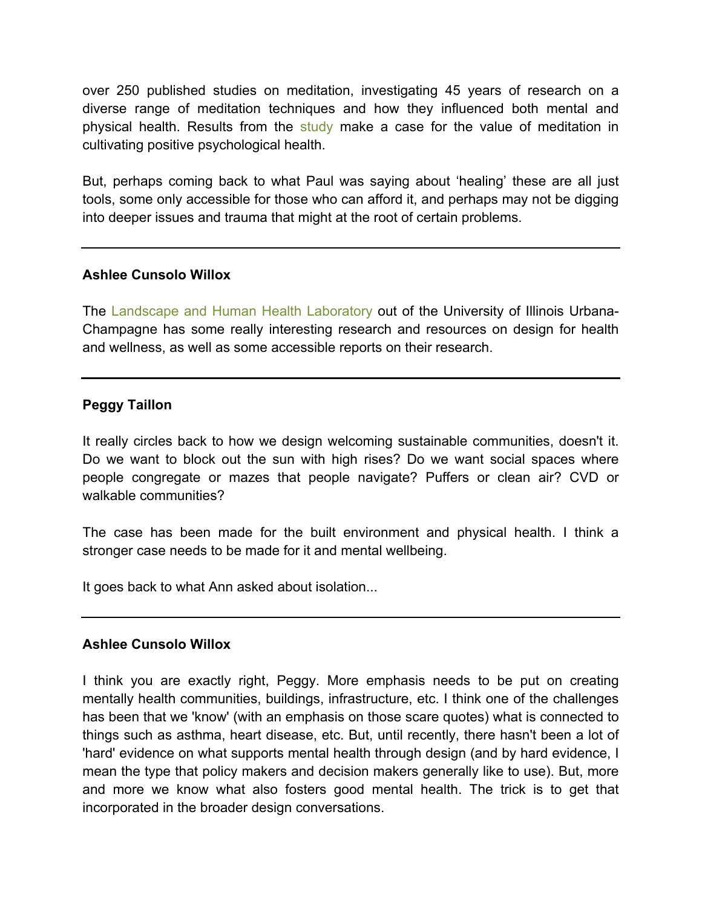over 250 published studies on meditation, investigating 45 years of research on a diverse range of meditation techniques and how they influenced both mental and physical health. Results from the study make a case for the value of meditation in cultivating positive psychological health.

But, perhaps coming back to what Paul was saying about 'healing' these are all just tools, some only accessible for those who can afford it, and perhaps may not be digging into deeper issues and trauma that might at the root of certain problems.

---

**Ashlee Cunsolo Willox**

The Landscape and Human Health Laboratory out of the University of Illinois Urbana-Champagne has some really interesting research and resources on design for health and wellness, as well as some accessible reports on their research.

---

**Peggy Taillon**

It really circles back to how we design welcoming sustainable communities, doesn't it. Do we want to block out the sun with high rises? Do we want social spaces where people congregate or mazes that people navigate? Puffers or clean air? CVD or walkable communities?

The case has been made for the built environment and physical health. I think a stronger case needs to be made for it and mental wellbeing.

It goes back to what Ann asked about isolation...

---

**Ashlee Cunsolo Willox**

I think you are exactly right, Peggy. More emphasis needs to be put on creating mentally health communities, buildings, infrastructure, etc. I think one of the challenges has been that we 'know' (with an emphasis on those scare quotes) what is connected to things such as asthma, heart disease, etc. But, until recently, there hasn't been a lot of 'hard' evidence on what supports mental health through design (and by hard evidence, I mean the type that policy makers and decision makers generally like to use). But, more and more we know what also fosters good mental health. The trick is to get that incorporated in the broader design conversations.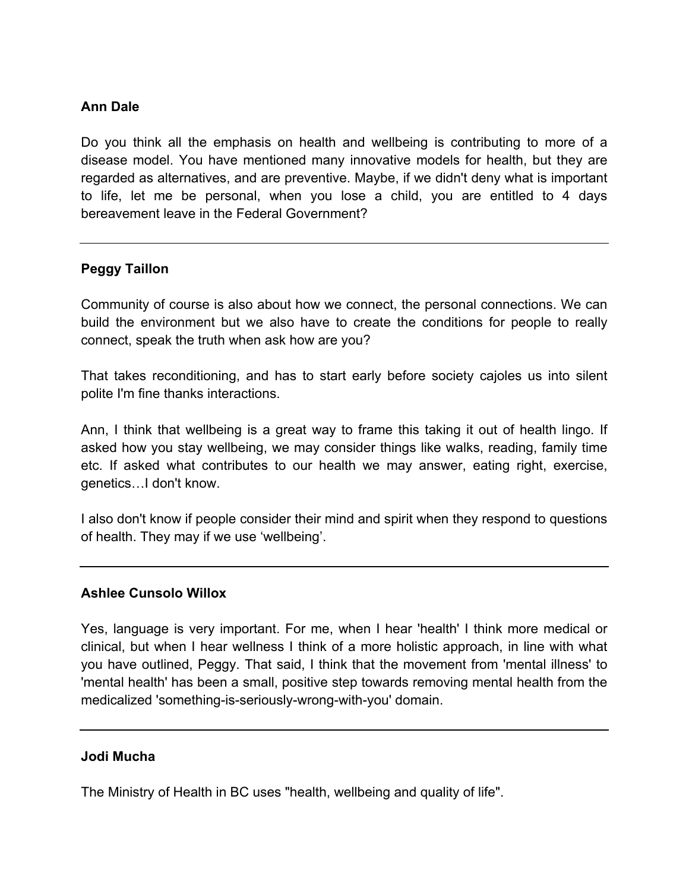**Ann Dale**

Do you think all the emphasis on health and wellbeing is contributing to more of a disease model. You have mentioned many innovative models for health, but they are regarded as alternatives, and are preventive. Maybe, if we didn't deny what is important to life, let me be personal, when you lose a child, you are entitled to 4 days bereavement leave in the Federal Government?

---

**Peggy Taillon**

Community of course is also about how we connect, the personal connections. We can build the environment but we also have to create the conditions for people to really connect, speak the truth when ask how are you?

That takes reconditioning, and has to start early before society cajoles us into silent polite I'm fine thanks interactions.

Ann, I think that wellbeing is a great way to frame this taking it out of health lingo. If asked how you stay wellbeing, we may consider things like walks, reading, family time etc. If asked what contributes to our health we may answer, eating right, exercise, genetics…I don't know.

I also don't know if people consider their mind and spirit when they respond to questions of health. They may if we use 'wellbeing'.

---

**Ashlee Cunsolo Willox**

Yes, language is very important. For me, when I hear 'health' I think more medical or clinical, but when I hear wellness I think of a more holistic approach, in line with what you have outlined, Peggy. That said, I think that the movement from 'mental illness' to 'mental health' has been a small, positive step towards removing mental health from the medicalized 'something-is-seriously-wrong-with-you' domain.

---

**Jodi Mucha**

The Ministry of Health in BC uses "health, wellbeing and quality of life".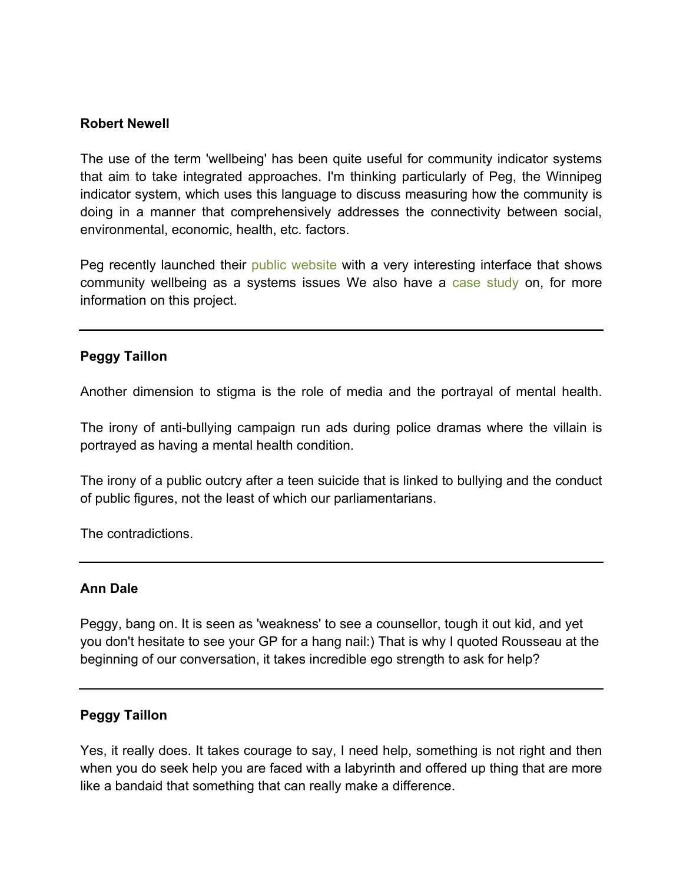**Robert Newell**

The use of the term 'wellbeing' has been quite useful for community indicator systems that aim to take integrated approaches. I'm thinking particularly of Peg, the Winnipeg indicator system, which uses this language to discuss measuring how the community is doing in a manner that comprehensively addresses the connectivity between social, environmental, economic, health, etc. factors.

Peg recently launched their public website with a very interesting interface that shows community wellbeing as a systems issues We also have a case study on, for more information on this project.

---

**Peggy Taillon**

Another dimension to stigma is the role of media and the portrayal of mental health.

The irony of anti-bullying campaign run ads during police dramas where the villain is portrayed as having a mental health condition.

The irony of a public outcry after a teen suicide that is linked to bullying and the conduct of public figures, not the least of which our parliamentarians.

The contradictions.

---

**Ann Dale**

Peggy, bang on. It is seen as 'weakness' to see a counsellor, tough it out kid, and yet you don't hesitate to see your GP for a hang nail:) That is why I quoted Rousseau at the beginning of our conversation, it takes incredible ego strength to ask for help?

---

**Peggy Taillon**

Yes, it really does. It takes courage to say, I need help, something is not right and then when you do seek help you are faced with a labyrinth and offered up thing that are more like a bandaid that something that can really make a difference.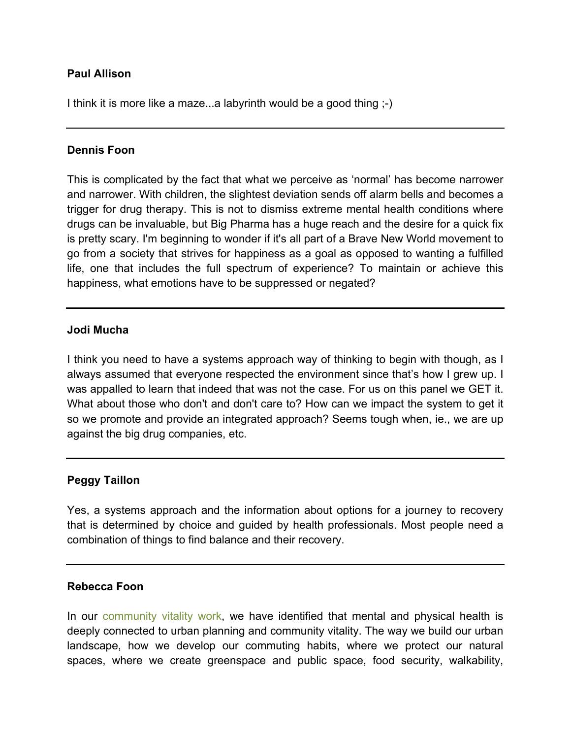**Paul Allison**

I think it is more like a maze...a labyrinth would be a good thing ;-)

---

**Dennis Foon**

This is complicated by the fact that what we perceive as 'normal' has become narrower and narrower. With children, the slightest deviation sends off alarm bells and becomes a trigger for drug therapy. This is not to dismiss extreme mental health conditions where drugs can be invaluable, but Big Pharma has a huge reach and the desire for a quick fix is pretty scary. I'm beginning to wonder if it's all part of a Brave New World movement to go from a society that strives for happiness as a goal as opposed to wanting a fulfilled life, one that includes the full spectrum of experience? To maintain or achieve this happiness, what emotions have to be suppressed or negated?

---

**Jodi Mucha**

I think you need to have a systems approach way of thinking to begin with though, as I always assumed that everyone respected the environment since that's how I grew up. I was appalled to learn that indeed that was not the case. For us on this panel we GET it. What about those who don't and don't care to? How can we impact the system to get it so we promote and provide an integrated approach? Seems tough when, ie., we are up against the big drug companies, etc.

---

**Peggy Taillon**

Yes, a systems approach and the information about options for a journey to recovery that is determined by choice and guided by health professionals. Most people need a combination of things to find balance and their recovery.

---

**Rebecca Foon**

In our community vitality work, we have identified that mental and physical health is deeply connected to urban planning and community vitality. The way we build our urban landscape, how we develop our commuting habits, where we protect our natural spaces, where we create greenspace and public space, food security, walkability,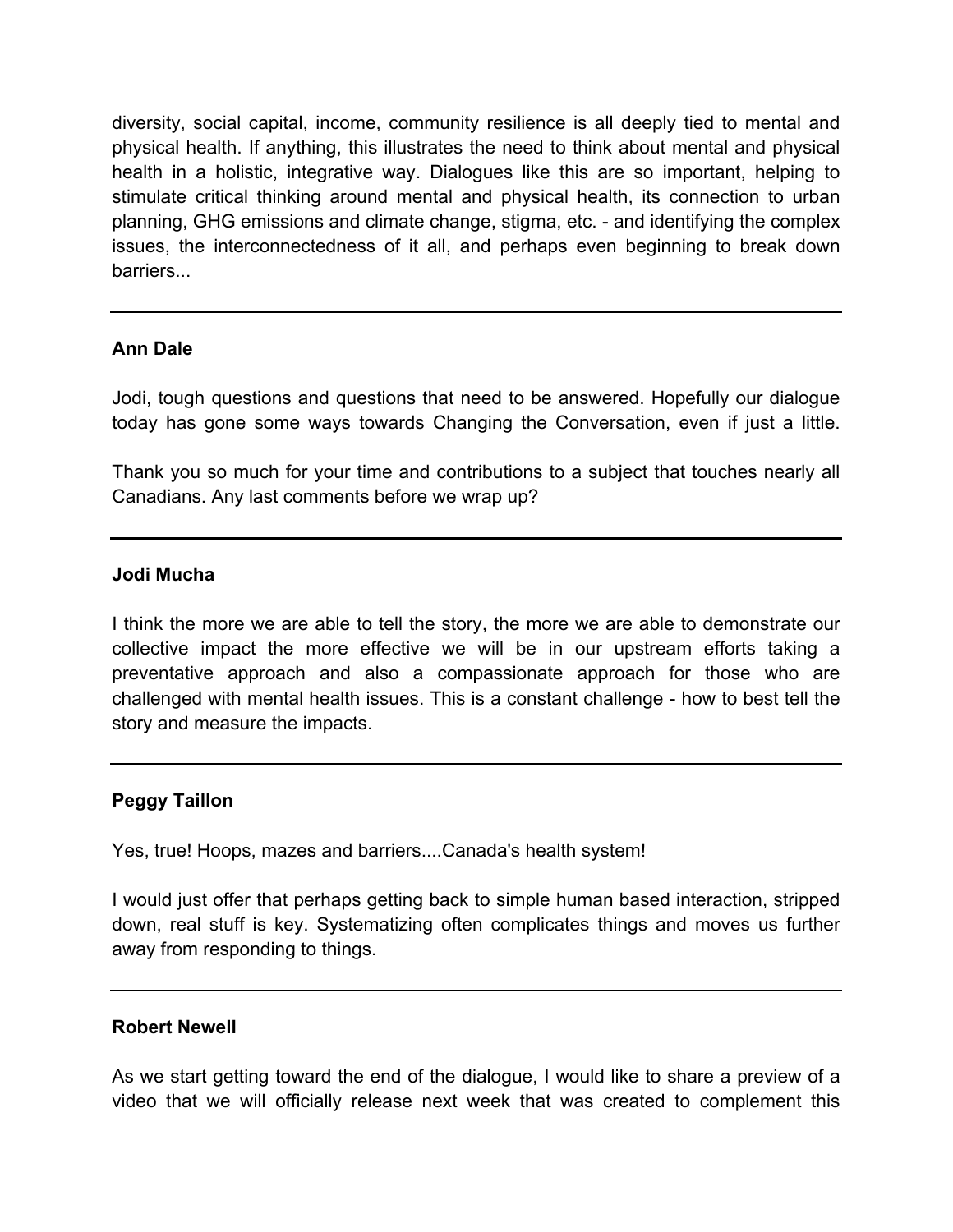diversity, social capital, income, community resilience is all deeply tied to mental and physical health. If anything, this illustrates the need to think about mental and physical health in a holistic, integrative way. Dialogues like this are so important, helping to stimulate critical thinking around mental and physical health, its connection to urban planning, GHG emissions and climate change, stigma, etc. - and identifying the complex issues, the interconnectedness of it all, and perhaps even beginning to break down barriers...

---

**Ann Dale**

Jodi, tough questions and questions that need to be answered. Hopefully our dialogue today has gone some ways towards Changing the Conversation, even if just a little.

Thank you so much for your time and contributions to a subject that touches nearly all Canadians. Any last comments before we wrap up?

---

**Jodi Mucha**

I think the more we are able to tell the story, the more we are able to demonstrate our collective impact the more effective we will be in our upstream efforts taking a preventative approach and also a compassionate approach for those who are challenged with mental health issues. This is a constant challenge - how to best tell the story and measure the impacts.

---

**Peggy Taillon**

Yes, true! Hoops, mazes and barriers....Canada's health system!

I would just offer that perhaps getting back to simple human based interaction, stripped down, real stuff is key. Systematizing often complicates things and moves us further away from responding to things.

---

**Robert Newell**

As we start getting toward the end of the dialogue, I would like to share a preview of a video that we will officially release next week that was created to complement this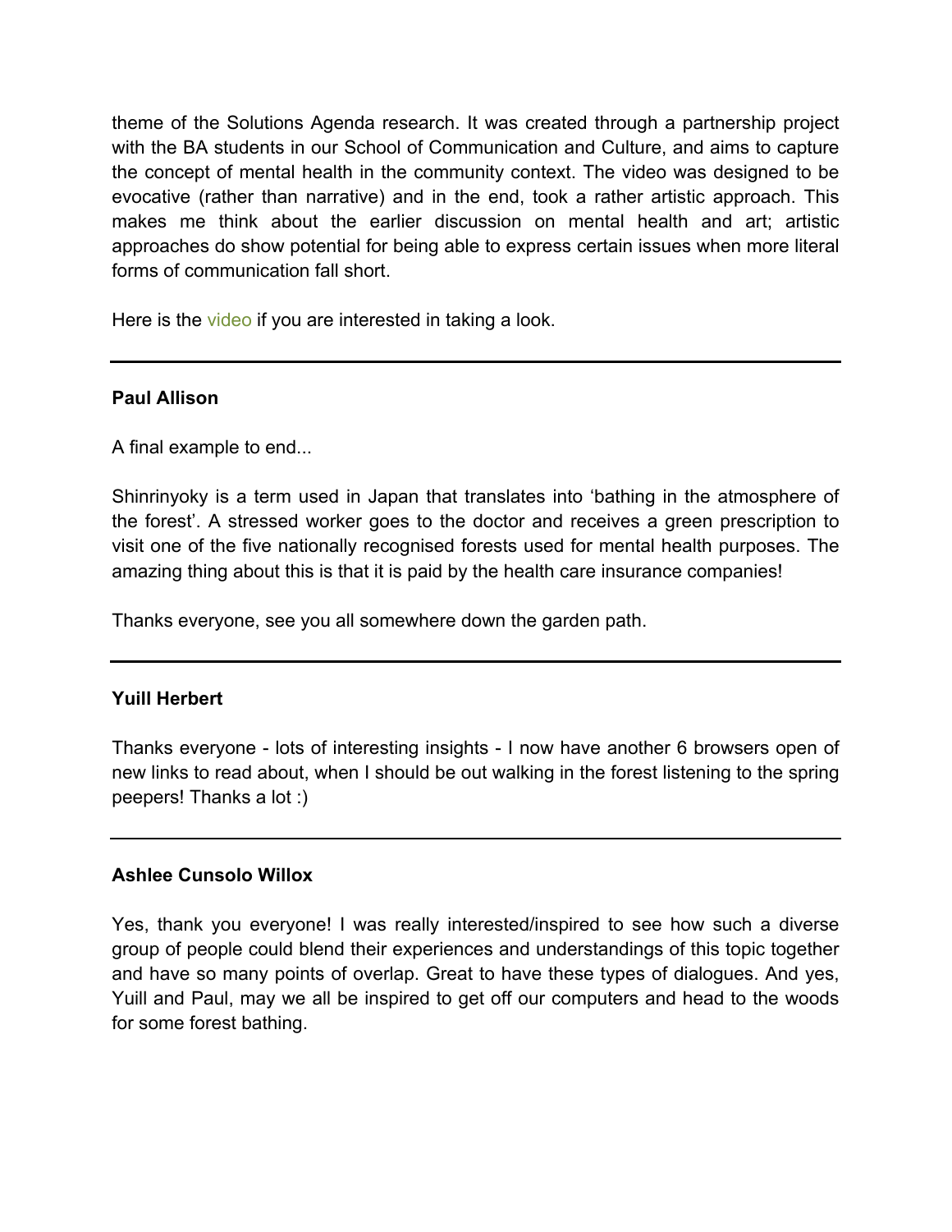theme of the Solutions Agenda research. It was created through a partnership project with the BA students in our School of Communication and Culture, and aims to capture the concept of mental health in the community context. The video was designed to be evocative (rather than narrative) and in the end, took a rather artistic approach. This makes me think about the earlier discussion on mental health and art; artistic approaches do show potential for being able to express certain issues when more literal forms of communication fall short.

Here is the video if you are interested in taking a look.

---

**Paul Allison**

A final example to end...

Shinrinyoky is a term used in Japan that translates into 'bathing in the atmosphere of the forest'. A stressed worker goes to the doctor and receives a green prescription to visit one of the five nationally recognised forests used for mental health purposes. The amazing thing about this is that it is paid by the health care insurance companies!

Thanks everyone, see you all somewhere down the garden path.

---

**Yuill Herbert**

Thanks everyone - lots of interesting insights - I now have another 6 browsers open of new links to read about, when I should be out walking in the forest listening to the spring peepers! Thanks a lot :)

---

**Ashlee Cunsolo Willox**

Yes, thank you everyone! I was really interested/inspired to see how such a diverse group of people could blend their experiences and understandings of this topic together and have so many points of overlap. Great to have these types of dialogues. And yes, Yuill and Paul, may we all be inspired to get off our computers and head to the woods for some forest bathing.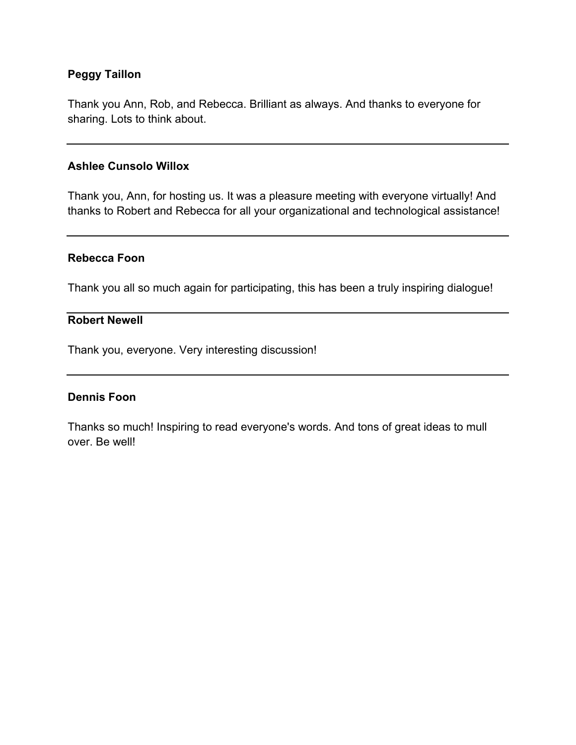**Peggy Taillon**

Thank you Ann, Rob, and Rebecca. Brilliant as always. And thanks to everyone for sharing. Lots to think about.

---

**Ashlee Cunsolo Willox**

Thank you, Ann, for hosting us. It was a pleasure meeting with everyone virtually! And thanks to Robert and Rebecca for all your organizational and technological assistance!

---

**Rebecca Foon**

Thank you all so much again for participating, this has been a truly inspiring dialogue!

---

**Robert Newell**

Thank you, everyone. Very interesting discussion!

---

**Dennis Foon**

Thanks so much! Inspiring to read everyone's words. And tons of great ideas to mull over. Be well!